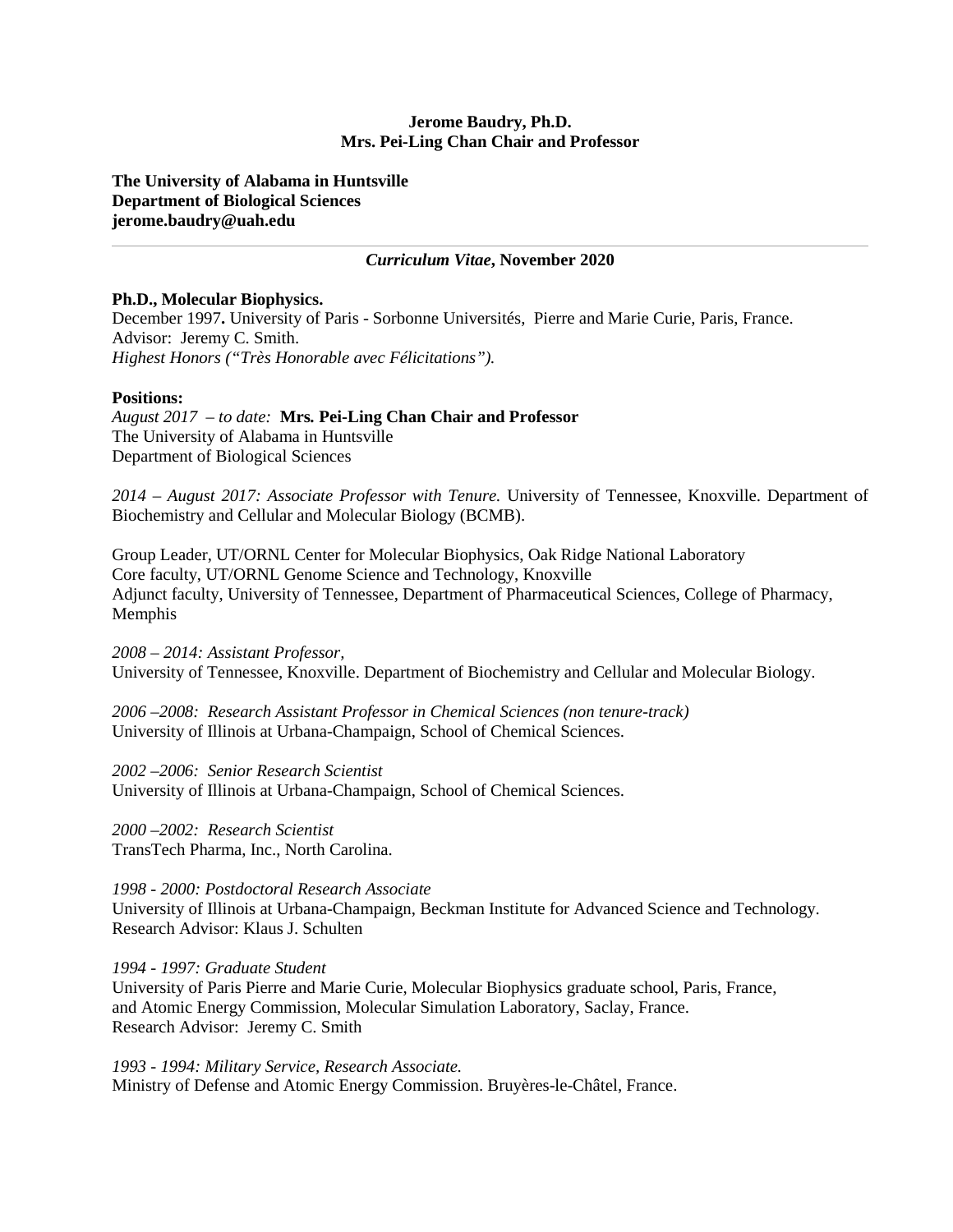**Jerome Baudry, Ph.D.**
**Mrs. Pei-Ling Chan Chair and Professor**

**The University of Alabama in Huntsville**
**Department of Biological Sciences**
**jerome.baudry@uah.edu**

---

***Curriculum Vitae*, November 2020**

**Ph.D., Molecular Biophysics.**
December 1997**.** University of Paris - Sorbonne Universités, Pierre and Marie Curie, Paris, France.
Advisor: Jeremy C. Smith.
*Highest Honors ("Très Honorable avec Félicitations").*

**Positions:**
*August 2017 – to date:* **Mrs. Pei-Ling Chan Chair and Professor**
The University of Alabama in Huntsville
Department of Biological Sciences

*2014 – August 2017: Associate Professor with Tenure.* University of Tennessee, Knoxville. Department of Biochemistry and Cellular and Molecular Biology (BCMB).

Group Leader, UT/ORNL Center for Molecular Biophysics, Oak Ridge National Laboratory
Core faculty, UT/ORNL Genome Science and Technology, Knoxville
Adjunct faculty, University of Tennessee, Department of Pharmaceutical Sciences, College of Pharmacy, Memphis

*2008 – 2014: Assistant Professor,*
University of Tennessee, Knoxville. Department of Biochemistry and Cellular and Molecular Biology.

*2006 –2008: Research Assistant Professor in Chemical Sciences (non tenure-track)*
University of Illinois at Urbana-Champaign, School of Chemical Sciences.

*2002 –2006: Senior Research Scientist*
University of Illinois at Urbana-Champaign, School of Chemical Sciences.

*2000 –2002: Research Scientist*
TransTech Pharma, Inc., North Carolina.

*1998 - 2000: Postdoctoral Research Associate*
University of Illinois at Urbana-Champaign, Beckman Institute for Advanced Science and Technology.
Research Advisor: Klaus J. Schulten

*1994 - 1997: Graduate Student*
University of Paris Pierre and Marie Curie, Molecular Biophysics graduate school, Paris, France,
and Atomic Energy Commission, Molecular Simulation Laboratory, Saclay, France.
Research Advisor: Jeremy C. Smith

*1993 - 1994: Military Service, Research Associate.*
Ministry of Defense and Atomic Energy Commission. Bruyères-le-Châtel, France.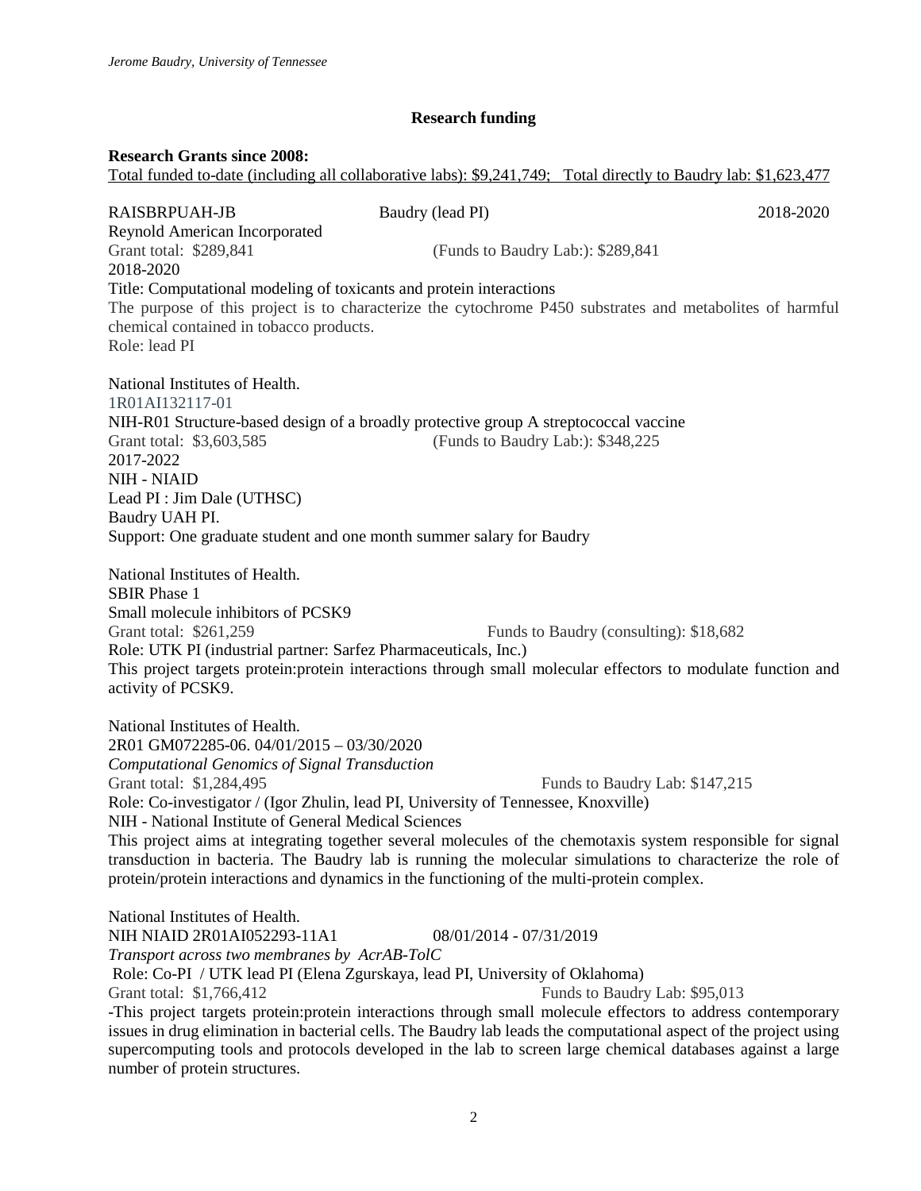## Research funding

**Research Grants since 2008:**

Total funded to-date (including all collaborative labs): $9,241,749; Total directly to Baudry lab: $1,623,477

RAISBRPUAH-JB Baudry (lead PI) 2018-2020
Reynold American Incorporated
Grant total: $289,841 (Funds to Baudry Lab:): $289,841
2018-2020
Title: Computational modeling of toxicants and protein interactions
The purpose of this project is to characterize the cytochrome P450 substrates and metabolites of harmful chemical contained in tobacco products.
Role: lead PI

National Institutes of Health.
1R01AI132117-01
NIH-R01 Structure-based design of a broadly protective group A streptococcal vaccine
Grant total: $3,603,585 (Funds to Baudry Lab:): $348,225
2017-2022
NIH - NIAID
Lead PI : Jim Dale (UTHSC)
Baudry UAH PI.
Support: One graduate student and one month summer salary for Baudry

National Institutes of Health.
SBIR Phase 1
Small molecule inhibitors of PCSK9
Grant total: $261,259 Funds to Baudry (consulting): $18,682
Role: UTK PI (industrial partner: Sarfez Pharmaceuticals, Inc.)
This project targets protein:protein interactions through small molecular effectors to modulate function and activity of PCSK9.

National Institutes of Health.
2R01 GM072285-06. 04/01/2015 – 03/30/2020
*Computational Genomics of Signal Transduction*
Grant total: $1,284,495 Funds to Baudry Lab: $147,215
Role: Co-investigator / (Igor Zhulin, lead PI, University of Tennessee, Knoxville)
NIH - National Institute of General Medical Sciences
This project aims at integrating together several molecules of the chemotaxis system responsible for signal transduction in bacteria. The Baudry lab is running the molecular simulations to characterize the role of protein/protein interactions and dynamics in the functioning of the multi-protein complex.

National Institutes of Health.
NIH NIAID 2R01AI052293-11A1 08/01/2014 - 07/31/2019
*Transport across two membranes by AcrAB-TolC*
Role: Co-PI / UTK lead PI (Elena Zgurskaya, lead PI, University of Oklahoma)
Grant total: $1,766,412 Funds to Baudry Lab: $95,013
-This project targets protein:protein interactions through small molecule effectors to address contemporary issues in drug elimination in bacterial cells. The Baudry lab leads the computational aspect of the project using supercomputing tools and protocols developed in the lab to screen large chemical databases against a large number of protein structures.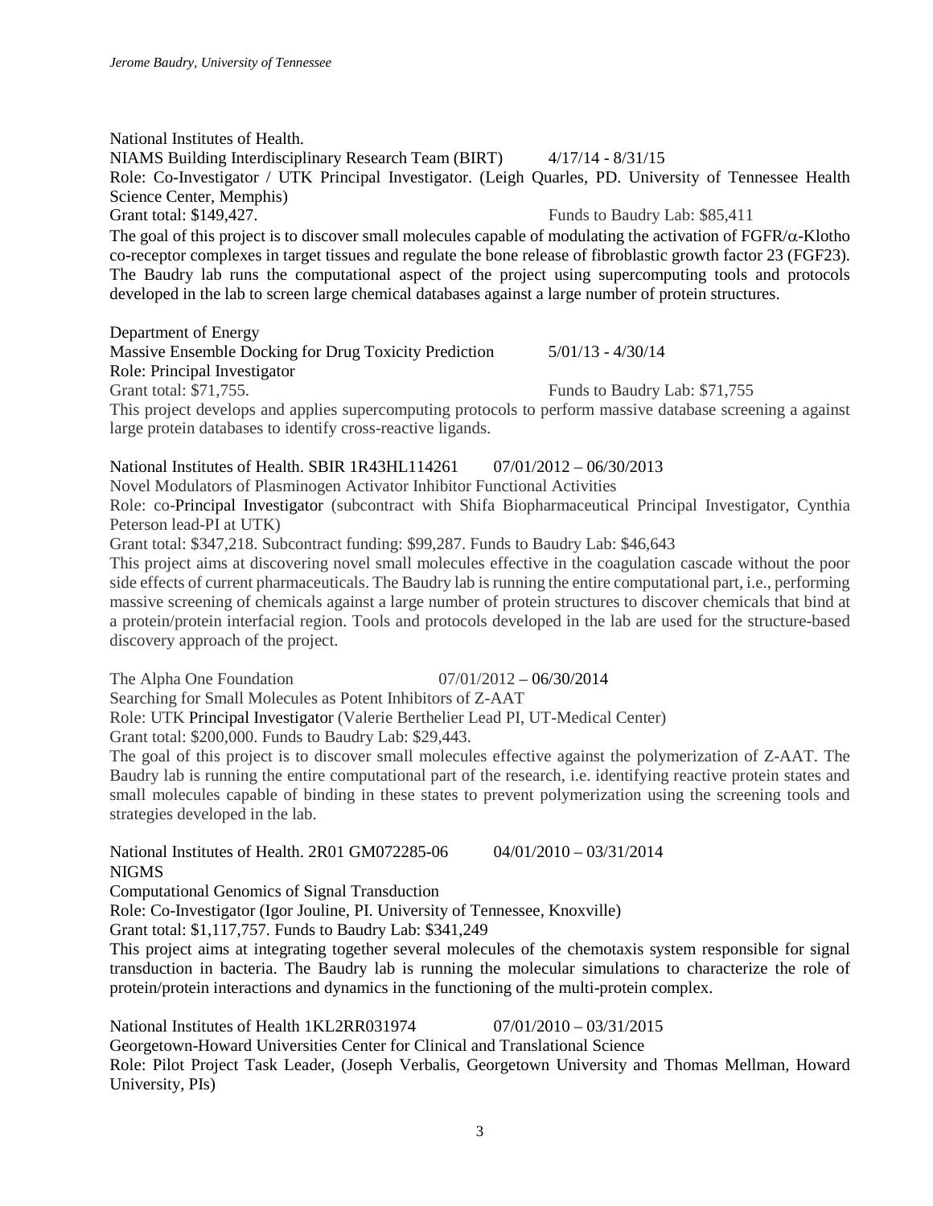National Institutes of Health.
NIAMS Building Interdisciplinary Research Team (BIRT) 4/17/14 - 8/31/15
Role: Co-Investigator / UTK Principal Investigator. (Leigh Quarles, PD. University of Tennessee Health Science Center, Memphis)
Grant total: $149,427. Funds to Baudry Lab: $85,411
The goal of this project is to discover small molecules capable of modulating the activation of FGFR/$\alpha$-Klotho co-receptor complexes in target tissues and regulate the bone release of fibroblastic growth factor 23 (FGF23). The Baudry lab runs the computational aspect of the project using supercomputing tools and protocols developed in the lab to screen large chemical databases against a large number of protein structures.

Department of Energy
Massive Ensemble Docking for Drug Toxicity Prediction 5/01/13 - 4/30/14
Role: Principal Investigator
Grant total: $71,755. Funds to Baudry Lab: $71,755
This project develops and applies supercomputing protocols to perform massive database screening a against large protein databases to identify cross-reactive ligands.

National Institutes of Health. SBIR 1R43HL114261 07/01/2012 – 06/30/2013
Novel Modulators of Plasminogen Activator Inhibitor Functional Activities
Role: co-Principal Investigator (subcontract with Shifa Biopharmaceutical Principal Investigator, Cynthia Peterson lead-PI at UTK)
Grant total: $347,218. Subcontract funding: $99,287. Funds to Baudry Lab: $46,643
This project aims at discovering novel small molecules effective in the coagulation cascade without the poor side effects of current pharmaceuticals. The Baudry lab is running the entire computational part, i.e., performing massive screening of chemicals against a large number of protein structures to discover chemicals that bind at a protein/protein interfacial region. Tools and protocols developed in the lab are used for the structure-based discovery approach of the project.

The Alpha One Foundation 07/01/2012 – 06/30/2014
Searching for Small Molecules as Potent Inhibitors of Z-AAT
Role: UTK Principal Investigator (Valerie Berthelier Lead PI, UT-Medical Center)
Grant total: $200,000. Funds to Baudry Lab: $29,443.
The goal of this project is to discover small molecules effective against the polymerization of Z-AAT. The Baudry lab is running the entire computational part of the research, i.e. identifying reactive protein states and small molecules capable of binding in these states to prevent polymerization using the screening tools and strategies developed in the lab.

National Institutes of Health. 2R01 GM072285-06 04/01/2010 – 03/31/2014
NIGMS
Computational Genomics of Signal Transduction
Role: Co-Investigator (Igor Jouline, PI. University of Tennessee, Knoxville)
Grant total: $1,117,757. Funds to Baudry Lab: $341,249
This project aims at integrating together several molecules of the chemotaxis system responsible for signal transduction in bacteria. The Baudry lab is running the molecular simulations to characterize the role of protein/protein interactions and dynamics in the functioning of the multi-protein complex.

National Institutes of Health 1KL2RR031974 07/01/2010 – 03/31/2015
Georgetown-Howard Universities Center for Clinical and Translational Science
Role: Pilot Project Task Leader, (Joseph Verbalis, Georgetown University and Thomas Mellman, Howard University, PIs)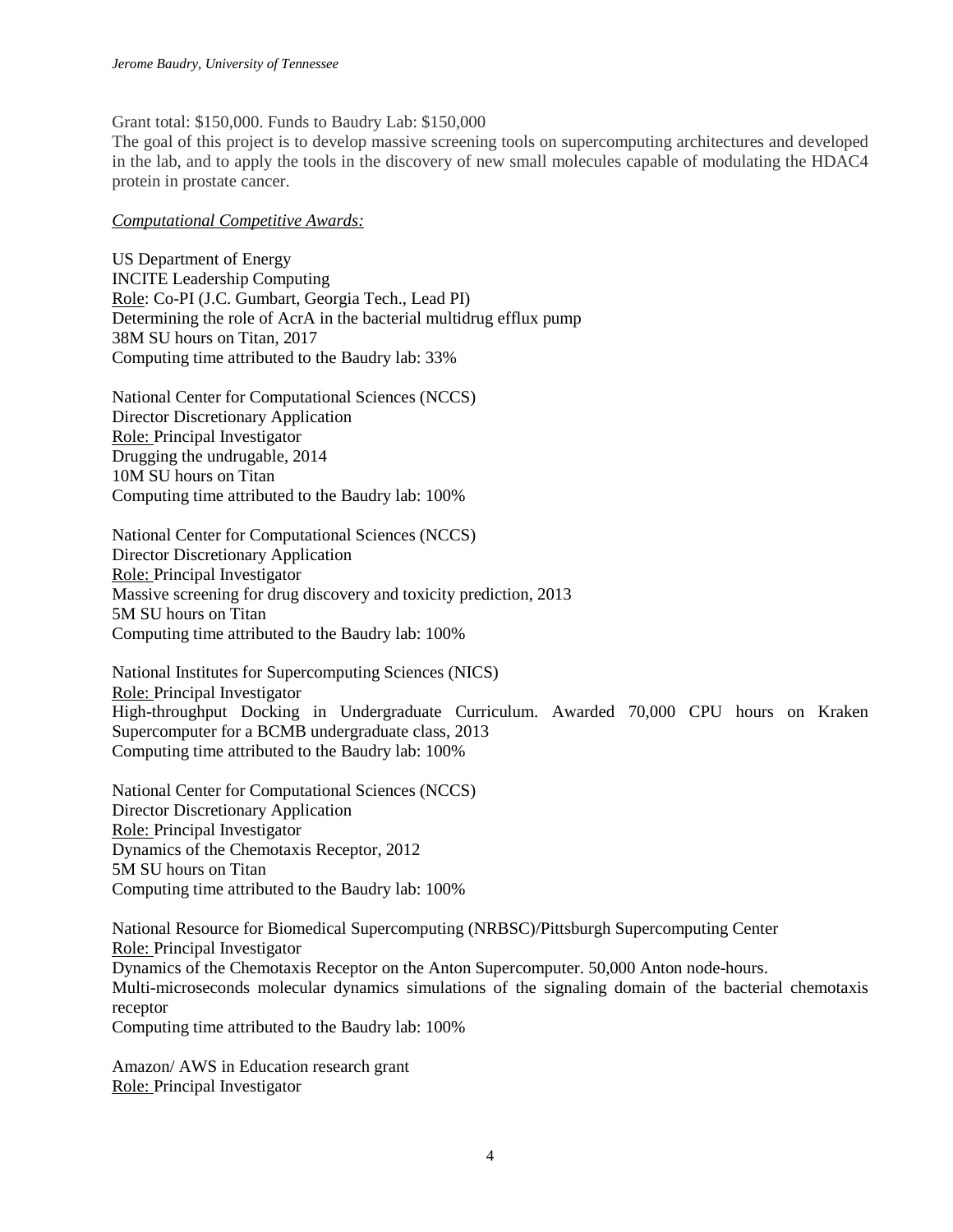Grant total: $150,000. Funds to Baudry Lab: $150,000
The goal of this project is to develop massive screening tools on supercomputing architectures and developed in the lab, and to apply the tools in the discovery of new small molecules capable of modulating the HDAC4 protein in prostate cancer.

*Computational Competitive Awards:*

US Department of Energy
INCITE Leadership Computing
Role: Co-PI (J.C. Gumbart, Georgia Tech., Lead PI)
Determining the role of AcrA in the bacterial multidrug efflux pump
38M SU hours on Titan, 2017
Computing time attributed to the Baudry lab: 33%

National Center for Computational Sciences (NCCS)
Director Discretionary Application
Role: Principal Investigator
Drugging the undrugable, 2014
10M SU hours on Titan
Computing time attributed to the Baudry lab: 100%

National Center for Computational Sciences (NCCS)
Director Discretionary Application
Role: Principal Investigator
Massive screening for drug discovery and toxicity prediction, 2013
5M SU hours on Titan
Computing time attributed to the Baudry lab: 100%

National Institutes for Supercomputing Sciences (NICS)
Role: Principal Investigator
High-throughput Docking in Undergraduate Curriculum. Awarded 70,000 CPU hours on Kraken Supercomputer for a BCMB undergraduate class, 2013
Computing time attributed to the Baudry lab: 100%

National Center for Computational Sciences (NCCS)
Director Discretionary Application
Role: Principal Investigator
Dynamics of the Chemotaxis Receptor, 2012
5M SU hours on Titan
Computing time attributed to the Baudry lab: 100%

National Resource for Biomedical Supercomputing (NRBSC)/Pittsburgh Supercomputing Center
Role: Principal Investigator
Dynamics of the Chemotaxis Receptor on the Anton Supercomputer. 50,000 Anton node-hours.
Multi-microseconds molecular dynamics simulations of the signaling domain of the bacterial chemotaxis receptor
Computing time attributed to the Baudry lab: 100%

Amazon/ AWS in Education research grant
Role: Principal Investigator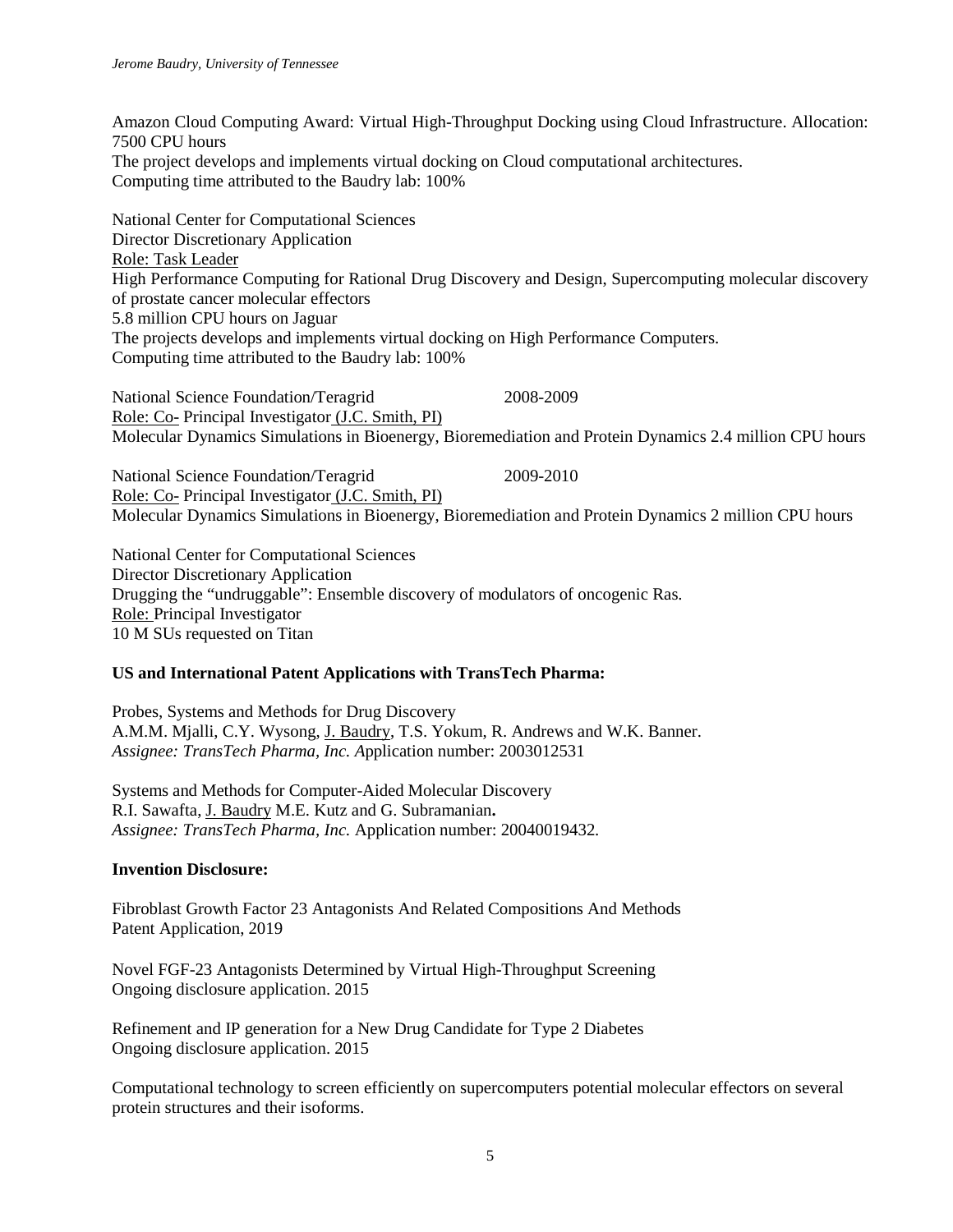Amazon Cloud Computing Award: Virtual High-Throughput Docking using Cloud Infrastructure. Allocation: 7500 CPU hours
The project develops and implements virtual docking on Cloud computational architectures.
Computing time attributed to the Baudry lab: 100%

National Center for Computational Sciences
Director Discretionary Application
Role: Task Leader
High Performance Computing for Rational Drug Discovery and Design, Supercomputing molecular discovery of prostate cancer molecular effectors
5.8 million CPU hours on Jaguar
The projects develops and implements virtual docking on High Performance Computers.
Computing time attributed to the Baudry lab: 100%

National Science Foundation/Teragrid 2008-2009
Role: Co- Principal Investigator (J.C. Smith, PI)
Molecular Dynamics Simulations in Bioenergy, Bioremediation and Protein Dynamics 2.4 million CPU hours

National Science Foundation/Teragrid 2009-2010
Role: Co- Principal Investigator (J.C. Smith, PI)
Molecular Dynamics Simulations in Bioenergy, Bioremediation and Protein Dynamics 2 million CPU hours

National Center for Computational Sciences
Director Discretionary Application
Drugging the "undruggable": Ensemble discovery of modulators of oncogenic Ras.
Role: Principal Investigator
10 M SUs requested on Titan

**US and International Patent Applications with TransTech Pharma:**

Probes, Systems and Methods for Drug Discovery
A.M.M. Mjalli, C.Y. Wysong, J. Baudry, T.S. Yokum, R. Andrews and W.K. Banner.
*Assignee: TransTech Pharma, Inc.* Application number: 2003012531

Systems and Methods for Computer-Aided Molecular Discovery
R.I. Sawafta, J. Baudry M.E. Kutz and G. Subramanian**.**
*Assignee: TransTech Pharma, Inc.* Application number: 20040019432.

**Invention Disclosure:**

Fibroblast Growth Factor 23 Antagonists And Related Compositions And Methods
Patent Application, 2019

Novel FGF-23 Antagonists Determined by Virtual High-Throughput Screening
Ongoing disclosure application. 2015

Refinement and IP generation for a New Drug Candidate for Type 2 Diabetes
Ongoing disclosure application. 2015

Computational technology to screen efficiently on supercomputers potential molecular effectors on several protein structures and their isoforms.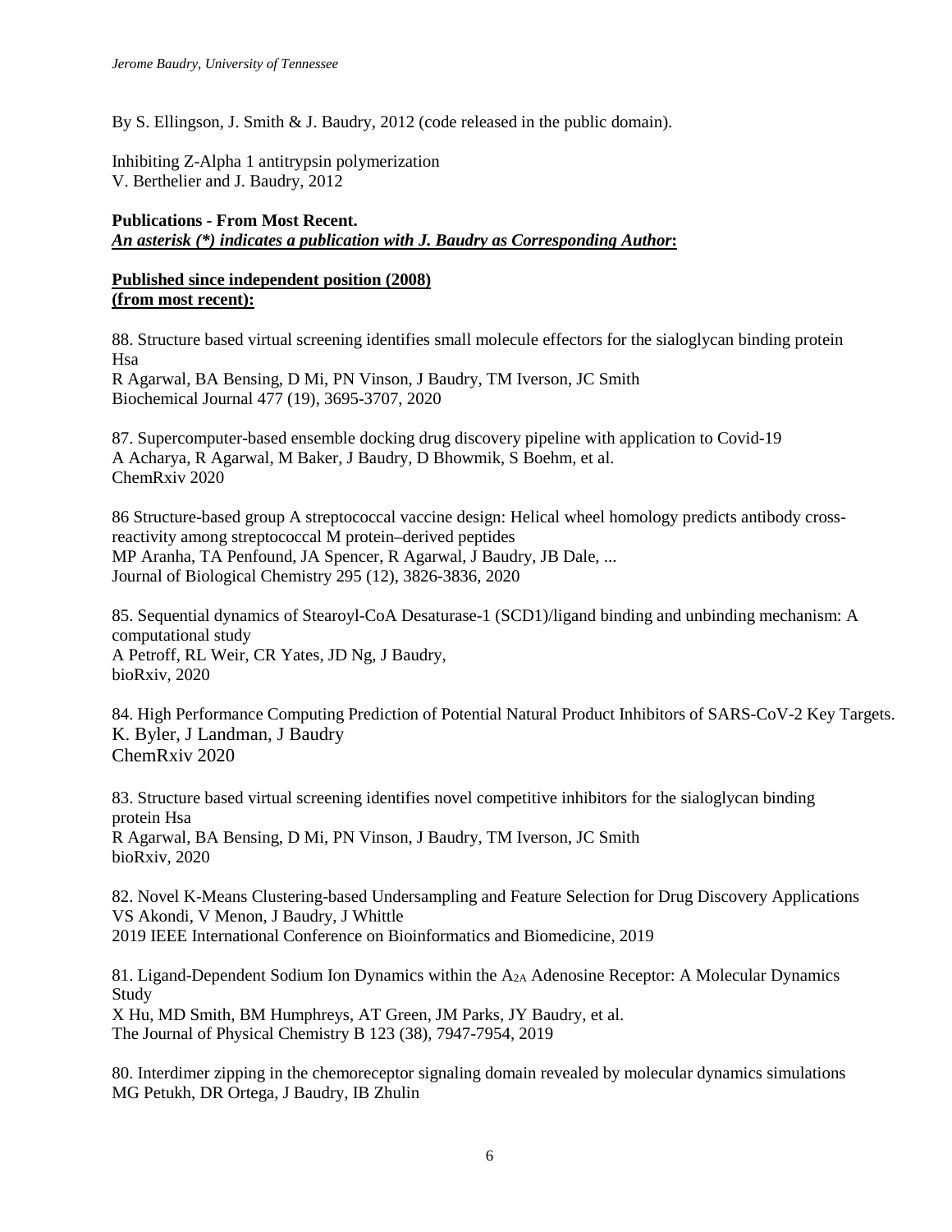By S. Ellingson, J. Smith & J. Baudry, 2012 (code released in the public domain).

Inhibiting Z-Alpha 1 antitrypsin polymerization
V. Berthelier and J. Baudry, 2012

**Publications - From Most Recent.**
***An asterisk (*) indicates a publication with J. Baudry as Corresponding Author*:**

**Published since independent position (2008)**
**(from most recent):**

88. Structure based virtual screening identifies small molecule effectors for the sialoglycan binding protein Hsa
R Agarwal, BA Bensing, D Mi, PN Vinson, J Baudry, TM Iverson, JC Smith
Biochemical Journal 477 (19), 3695-3707, 2020

87. Supercomputer-based ensemble docking drug discovery pipeline with application to Covid-19
A Acharya, R Agarwal, M Baker, J Baudry, D Bhowmik, S Boehm, et al.
ChemRxiv 2020

86 Structure-based group A streptococcal vaccine design: Helical wheel homology predicts antibody cross-reactivity among streptococcal M protein–derived peptides
MP Aranha, TA Penfound, JA Spencer, R Agarwal, J Baudry, JB Dale, ...
Journal of Biological Chemistry 295 (12), 3826-3836, 2020

85. Sequential dynamics of Stearoyl-CoA Desaturase-1 (SCD1)/ligand binding and unbinding mechanism: A computational study
A Petroff, RL Weir, CR Yates, JD Ng, J Baudry,
bioRxiv, 2020

84. High Performance Computing Prediction of Potential Natural Product Inhibitors of SARS-CoV-2 Key Targets.
K. Byler, J Landman, J Baudry
ChemRxiv 2020

83. Structure based virtual screening identifies novel competitive inhibitors for the sialoglycan binding protein Hsa
R Agarwal, BA Bensing, D Mi, PN Vinson, J Baudry, TM Iverson, JC Smith
bioRxiv, 2020

82. Novel K-Means Clustering-based Undersampling and Feature Selection for Drug Discovery Applications
VS Akondi, V Menon, J Baudry, J Whittle
2019 IEEE International Conference on Bioinformatics and Biomedicine, 2019

81. Ligand-Dependent Sodium Ion Dynamics within the $A_{2A}$ Adenosine Receptor: A Molecular Dynamics Study
X Hu, MD Smith, BM Humphreys, AT Green, JM Parks, JY Baudry, et al.
The Journal of Physical Chemistry B 123 (38), 7947-7954, 2019

80. Interdimer zipping in the chemoreceptor signaling domain revealed by molecular dynamics simulations
MG Petukh, DR Ortega, J Baudry, IB Zhulin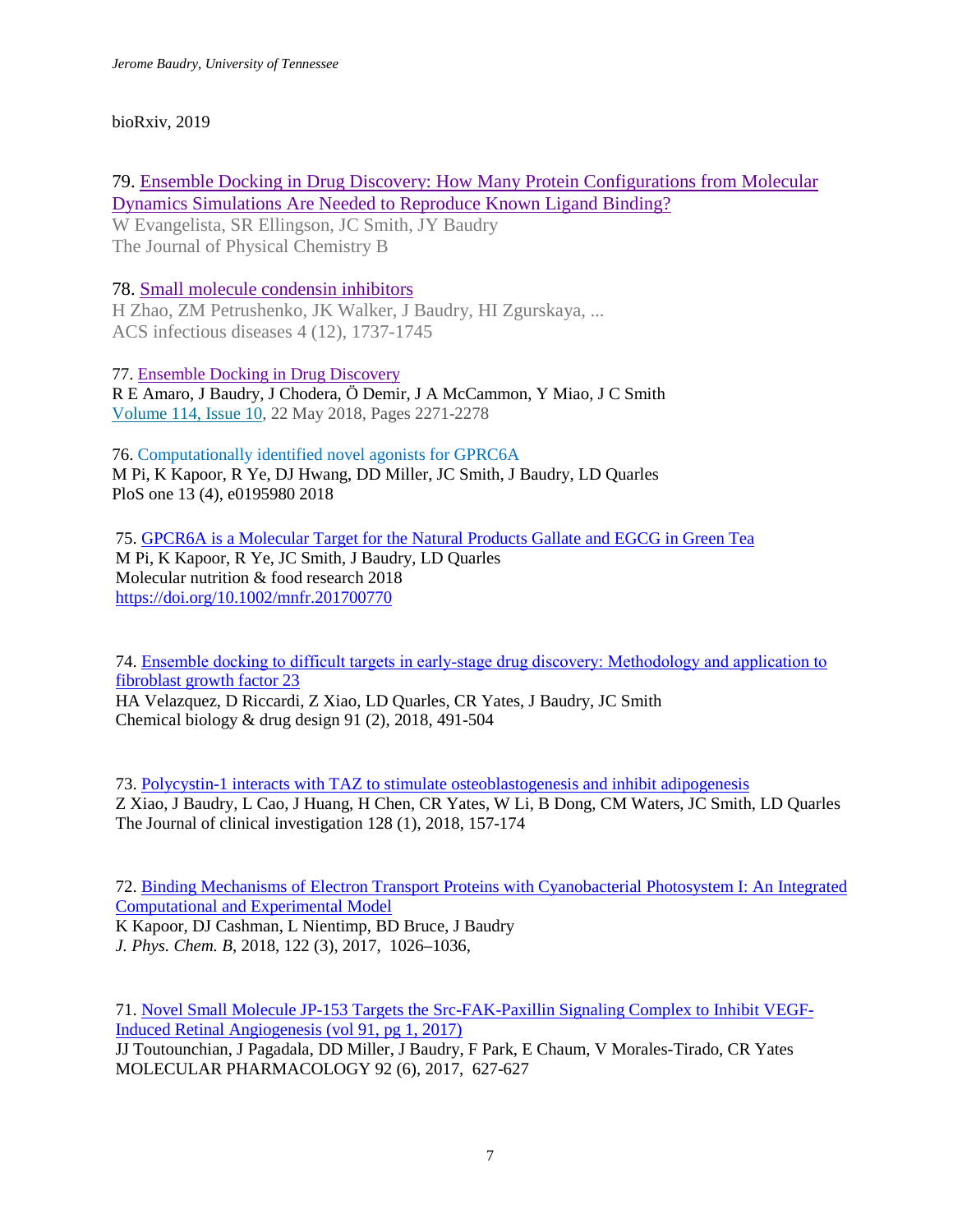bioRxiv, 2019

79. Ensemble Docking in Drug Discovery: How Many Protein Configurations from Molecular Dynamics Simulations Are Needed to Reproduce Known Ligand Binding?
W Evangelista, SR Ellingson, JC Smith, JY Baudry
The Journal of Physical Chemistry B

78. Small molecule condensin inhibitors
H Zhao, ZM Petrushenko, JK Walker, J Baudry, HI Zgurskaya, ...
ACS infectious diseases 4 (12), 1737-1745

77. Ensemble Docking in Drug Discovery
R E Amaro, J Baudry, J Chodera, Ö Demir, J A McCammon, Y Miao, J C Smith
Volume 114, Issue 10, 22 May 2018, Pages 2271-2278

76. Computationally identified novel agonists for GPRC6A
M Pi, K Kapoor, R Ye, DJ Hwang, DD Miller, JC Smith, J Baudry, LD Quarles
PloS one 13 (4), e0195980 2018

75. GPCR6A is a Molecular Target for the Natural Products Gallate and EGCG in Green Tea
M Pi, K Kapoor, R Ye, JC Smith, J Baudry, LD Quarles
Molecular nutrition & food research 2018
https://doi.org/10.1002/mnfr.201700770

74. Ensemble docking to difficult targets in early-stage drug discovery: Methodology and application to fibroblast growth factor 23
HA Velazquez, D Riccardi, Z Xiao, LD Quarles, CR Yates, J Baudry, JC Smith
Chemical biology & drug design 91 (2), 2018, 491-504

73. Polycystin-1 interacts with TAZ to stimulate osteoblastogenesis and inhibit adipogenesis
Z Xiao, J Baudry, L Cao, J Huang, H Chen, CR Yates, W Li, B Dong, CM Waters, JC Smith, LD Quarles
The Journal of clinical investigation 128 (1), 2018, 157-174

72. Binding Mechanisms of Electron Transport Proteins with Cyanobacterial Photosystem I: An Integrated Computational and Experimental Model
K Kapoor, DJ Cashman, L Nientimp, BD Bruce, J Baudry
*J. Phys. Chem. B*, 2018, 122 (3), 2017, 1026–1036,

71. Novel Small Molecule JP-153 Targets the Src-FAK-Paxillin Signaling Complex to Inhibit VEGF-Induced Retinal Angiogenesis (vol 91, pg 1, 2017)
JJ Toutounchian, J Pagadala, DD Miller, J Baudry, F Park, E Chaum, V Morales-Tirado, CR Yates
MOLECULAR PHARMACOLOGY 92 (6), 2017, 627-627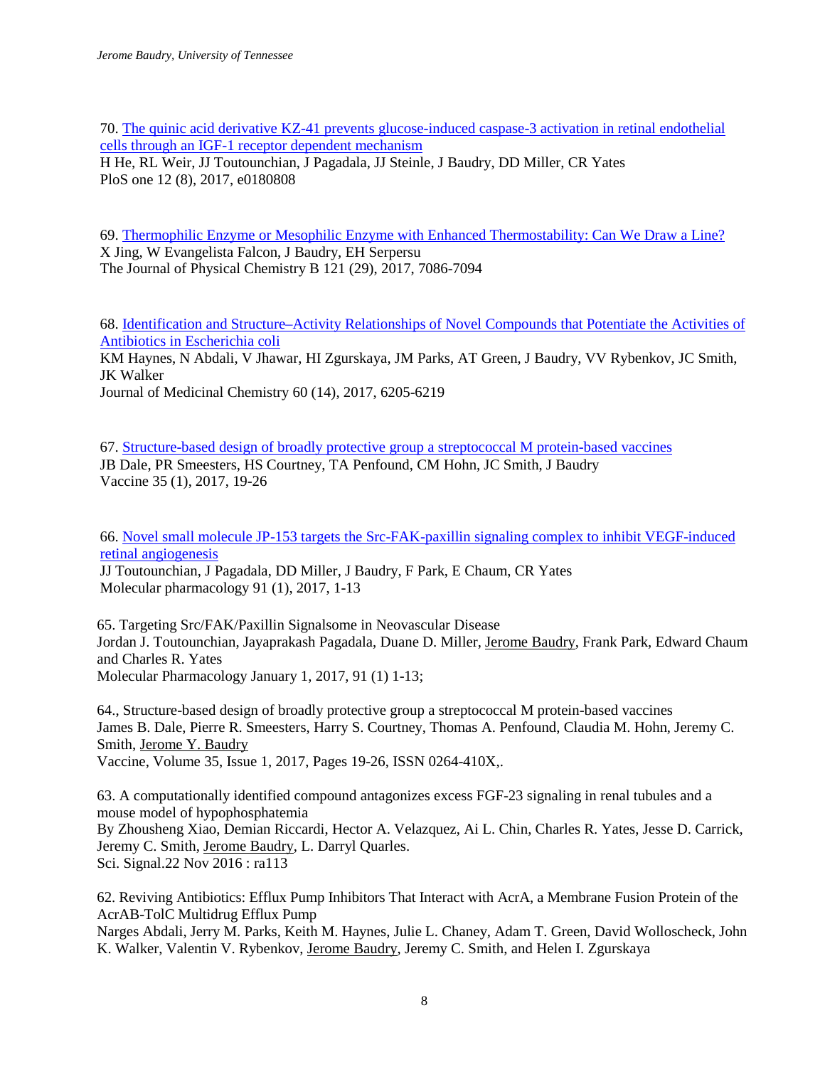70. The quinic acid derivative KZ-41 prevents glucose-induced caspase-3 activation in retinal endothelial cells through an IGF-1 receptor dependent mechanism
H He, RL Weir, JJ Toutounchian, J Pagadala, JJ Steinle, J Baudry, DD Miller, CR Yates
PloS one 12 (8), 2017, e0180808

69. Thermophilic Enzyme or Mesophilic Enzyme with Enhanced Thermostability: Can We Draw a Line?
X Jing, W Evangelista Falcon, J Baudry, EH Serpersu
The Journal of Physical Chemistry B 121 (29), 2017, 7086-7094

68. Identification and Structure–Activity Relationships of Novel Compounds that Potentiate the Activities of Antibiotics in Escherichia coli
KM Haynes, N Abdali, V Jhawar, HI Zgurskaya, JM Parks, AT Green, J Baudry, VV Rybenkov, JC Smith, JK Walker
Journal of Medicinal Chemistry 60 (14), 2017, 6205-6219

67. Structure-based design of broadly protective group a streptococcal M protein-based vaccines
JB Dale, PR Smeesters, HS Courtney, TA Penfound, CM Hohn, JC Smith, J Baudry
Vaccine 35 (1), 2017, 19-26

66. Novel small molecule JP-153 targets the Src-FAK-paxillin signaling complex to inhibit VEGF-induced retinal angiogenesis
JJ Toutounchian, J Pagadala, DD Miller, J Baudry, F Park, E Chaum, CR Yates
Molecular pharmacology 91 (1), 2017, 1-13

65. Targeting Src/FAK/Paxillin Signalsome in Neovascular Disease
Jordan J. Toutounchian, Jayaprakash Pagadala, Duane D. Miller, Jerome Baudry, Frank Park, Edward Chaum and Charles R. Yates
Molecular Pharmacology January 1, 2017, 91 (1) 1-13;

64., Structure-based design of broadly protective group a streptococcal M protein-based vaccines
James B. Dale, Pierre R. Smeesters, Harry S. Courtney, Thomas A. Penfound, Claudia M. Hohn, Jeremy C. Smith, Jerome Y. Baudry
Vaccine, Volume 35, Issue 1, 2017, Pages 19-26, ISSN 0264-410X,.

63. A computationally identified compound antagonizes excess FGF-23 signaling in renal tubules and a mouse model of hypophosphatemia
By Zhousheng Xiao, Demian Riccardi, Hector A. Velazquez, Ai L. Chin, Charles R. Yates, Jesse D. Carrick, Jeremy C. Smith, Jerome Baudry, L. Darryl Quarles.
Sci. Signal.22 Nov 2016 : ra113

62. Reviving Antibiotics: Efflux Pump Inhibitors That Interact with AcrA, a Membrane Fusion Protein of the AcrAB-TolC Multidrug Efflux Pump
Narges Abdali, Jerry M. Parks, Keith M. Haynes, Julie L. Chaney, Adam T. Green, David Wolloscheck, John K. Walker, Valentin V. Rybenkov, Jerome Baudry, Jeremy C. Smith, and Helen I. Zgurskaya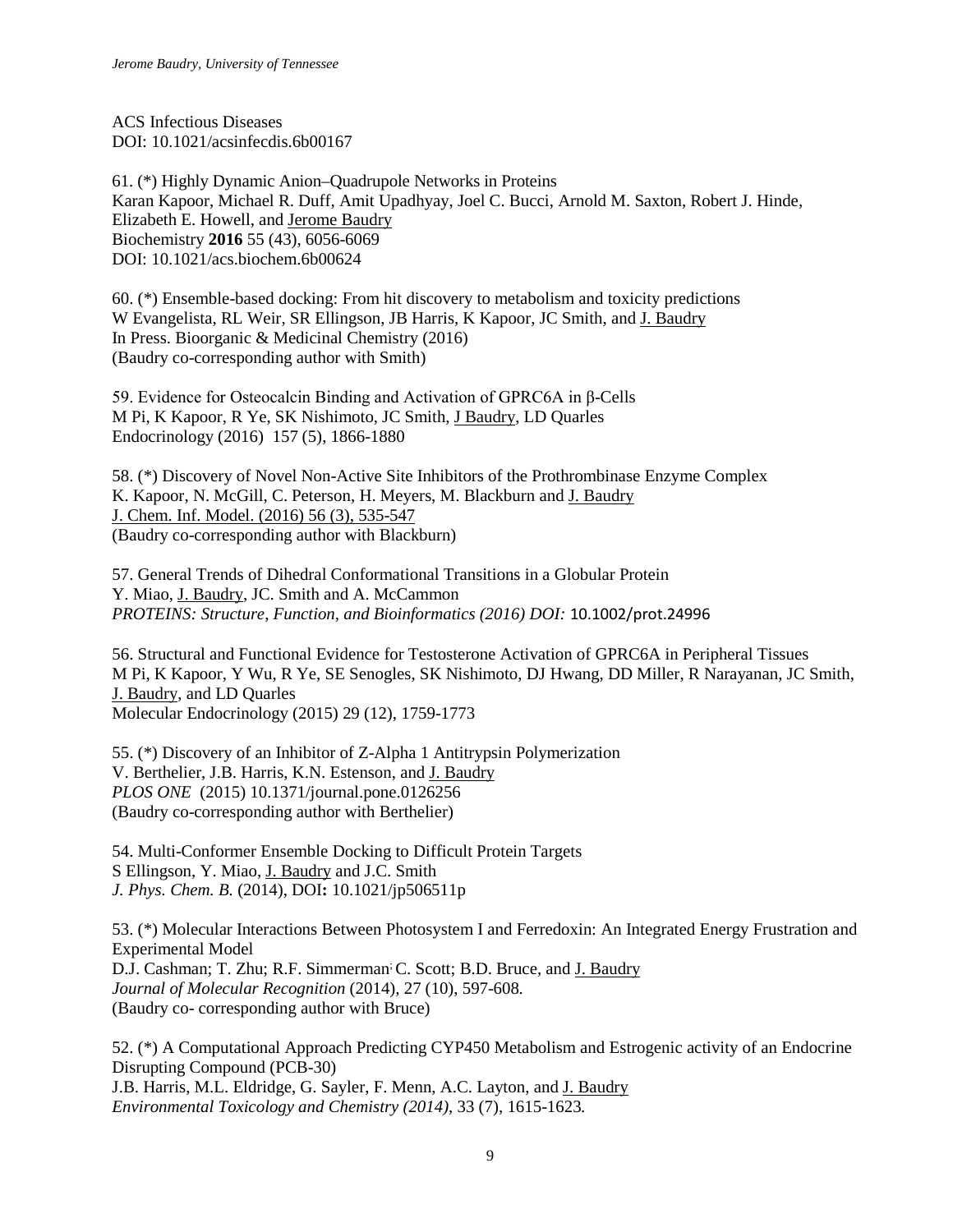ACS Infectious Diseases
DOI: 10.1021/acsinfecdis.6b00167

61. (*) Highly Dynamic Anion–Quadrupole Networks in Proteins
Karan Kapoor, Michael R. Duff, Amit Upadhyay, Joel C. Bucci, Arnold M. Saxton, Robert J. Hinde, Elizabeth E. Howell, and Jerome Baudry
Biochemistry **2016** 55 (43), 6056-6069
DOI: 10.1021/acs.biochem.6b00624

60. (*) Ensemble-based docking: From hit discovery to metabolism and toxicity predictions
W Evangelista, RL Weir, SR Ellingson, JB Harris, K Kapoor, JC Smith, and J. Baudry
In Press. Bioorganic & Medicinal Chemistry (2016)
(Baudry co-corresponding author with Smith)

59. Evidence for Osteocalcin Binding and Activation of GPRC6A in β-Cells
M Pi, K Kapoor, R Ye, SK Nishimoto, JC Smith, J Baudry, LD Quarles
Endocrinology (2016) 157 (5), 1866-1880

58. (*) Discovery of Novel Non-Active Site Inhibitors of the Prothrombinase Enzyme Complex
K. Kapoor, N. McGill, C. Peterson, H. Meyers, M. Blackburn and J. Baudry
J. Chem. Inf. Model. (2016) 56 (3), 535-547
(Baudry co-corresponding author with Blackburn)

57. General Trends of Dihedral Conformational Transitions in a Globular Protein
Y. Miao, J. Baudry, JC. Smith and A. McCammon
*PROTEINS: Structure, Function, and Bioinformatics (2016) DOI:* 10.1002/prot.24996

56. Structural and Functional Evidence for Testosterone Activation of GPRC6A in Peripheral Tissues
M Pi, K Kapoor, Y Wu, R Ye, SE Senogles, SK Nishimoto, DJ Hwang, DD Miller, R Narayanan, JC Smith, J. Baudry, and LD Quarles
Molecular Endocrinology (2015) 29 (12), 1759-1773

55. (*) Discovery of an Inhibitor of Z-Alpha 1 Antitrypsin Polymerization
V. Berthelier, J.B. Harris, K.N. Estenson, and J. Baudry
*PLOS ONE* (2015) 10.1371/journal.pone.0126256
(Baudry co-corresponding author with Berthelier)

54. Multi-Conformer Ensemble Docking to Difficult Protein Targets
S Ellingson, Y. Miao, J. Baudry and J.C. Smith
*J. Phys. Chem. B.* (2014), DOI**:** 10.1021/jp506511p

53. (*) Molecular Interactions Between Photosystem I and Ferredoxin: An Integrated Energy Frustration and Experimental Model
D.J. Cashman; T. Zhu; R.F. Simmerman; C. Scott; B.D. Bruce, and J. Baudry
*Journal of Molecular Recognition* (2014), 27 (10), 597-608.
(Baudry co- corresponding author with Bruce)

52. (*) A Computational Approach Predicting CYP450 Metabolism and Estrogenic activity of an Endocrine Disrupting Compound (PCB-30)
J.B. Harris, M.L. Eldridge, G. Sayler, F. Menn, A.C. Layton, and J. Baudry
*Environmental Toxicology and Chemistry (2014)*, 33 (7), 1615-1623.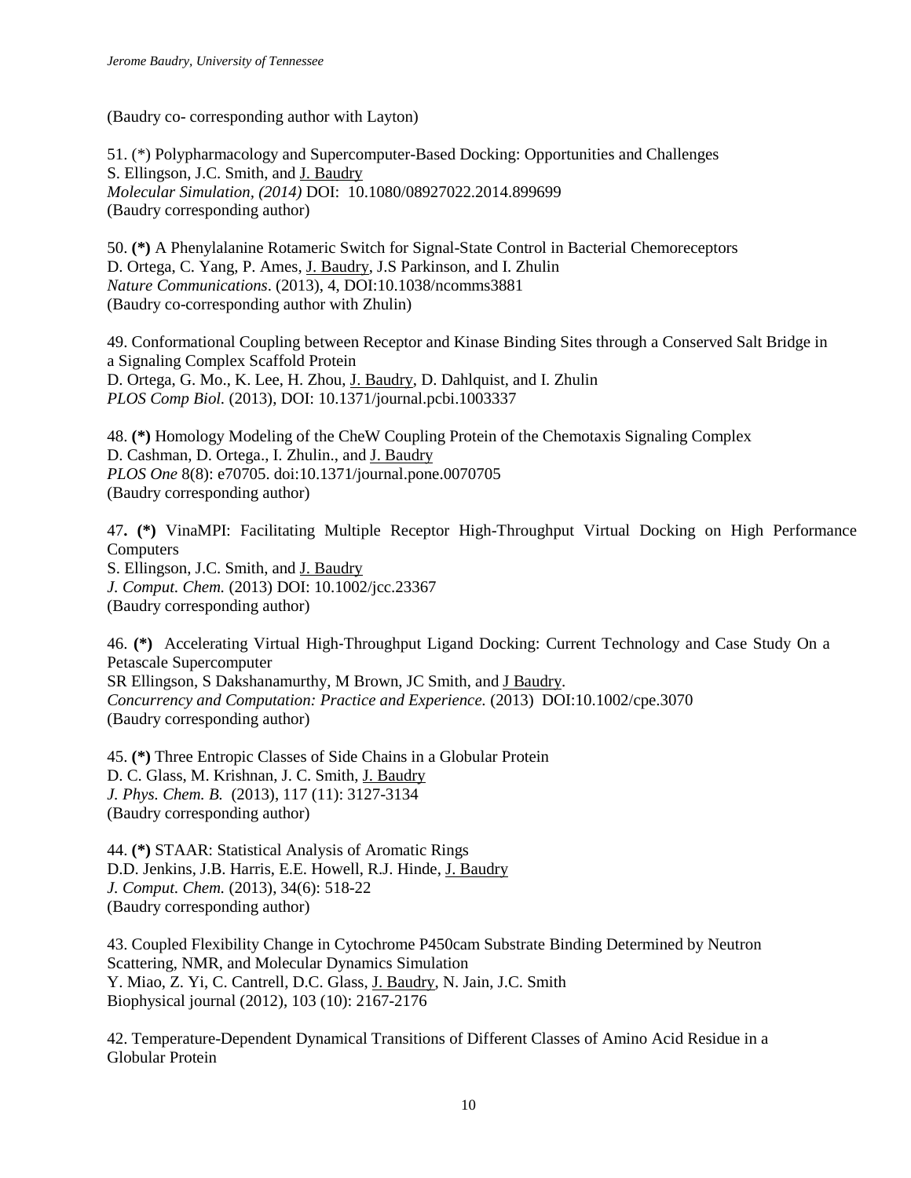(Baudry co- corresponding author with Layton)

51. (*) Polypharmacology and Supercomputer-Based Docking: Opportunities and Challenges  
S. Ellingson, J.C. Smith, and J. Baudry  
*Molecular Simulation, (2014)* DOI: 10.1080/08927022.2014.899699  
(Baudry corresponding author)

50. **(*)** A Phenylalanine Rotameric Switch for Signal-State Control in Bacterial Chemoreceptors  
D. Ortega, C. Yang, P. Ames, J. Baudry, J.S Parkinson, and I. Zhulin  
*Nature Communications*. (2013), 4, DOI:10.1038/ncomms3881  
(Baudry co-corresponding author with Zhulin)

49. Conformational Coupling between Receptor and Kinase Binding Sites through a Conserved Salt Bridge in a Signaling Complex Scaffold Protein  
D. Ortega, G. Mo., K. Lee, H. Zhou, J. Baudry, D. Dahlquist, and I. Zhulin  
*PLOS Comp Biol.* (2013), DOI: 10.1371/journal.pcbi.1003337

48. **(*)** Homology Modeling of the CheW Coupling Protein of the Chemotaxis Signaling Complex  
D. Cashman, D. Ortega., I. Zhulin., and J. Baudry  
*PLOS One* 8(8): e70705. doi:10.1371/journal.pone.0070705  
(Baudry corresponding author)

47. **(*)** VinaMPI: Facilitating Multiple Receptor High-Throughput Virtual Docking on High Performance Computers  
S. Ellingson, J.C. Smith, and J. Baudry  
*J. Comput. Chem.* (2013) DOI: 10.1002/jcc.23367  
(Baudry corresponding author)

46. **(*)** Accelerating Virtual High-Throughput Ligand Docking: Current Technology and Case Study On a Petascale Supercomputer  
SR Ellingson, S Dakshanamurthy, M Brown, JC Smith, and J Baudry.  
*Concurrency and Computation: Practice and Experience.* (2013) DOI:10.1002/cpe.3070  
(Baudry corresponding author)

45. **(*)** Three Entropic Classes of Side Chains in a Globular Protein  
D. C. Glass, M. Krishnan, J. C. Smith, J. Baudry  
*J. Phys. Chem. B.* (2013), 117 (11): 3127-3134  
(Baudry corresponding author)

44. **(*)** STAAR: Statistical Analysis of Aromatic Rings  
D.D. Jenkins, J.B. Harris, E.E. Howell, R.J. Hinde, J. Baudry  
*J. Comput. Chem.* (2013), 34(6): 518-22  
(Baudry corresponding author)

43. Coupled Flexibility Change in Cytochrome P450cam Substrate Binding Determined by Neutron Scattering, NMR, and Molecular Dynamics Simulation  
Y. Miao, Z. Yi, C. Cantrell, D.C. Glass, J. Baudry, N. Jain, J.C. Smith  
Biophysical journal (2012), 103 (10): 2167-2176

42. Temperature-Dependent Dynamical Transitions of Different Classes of Amino Acid Residue in a Globular Protein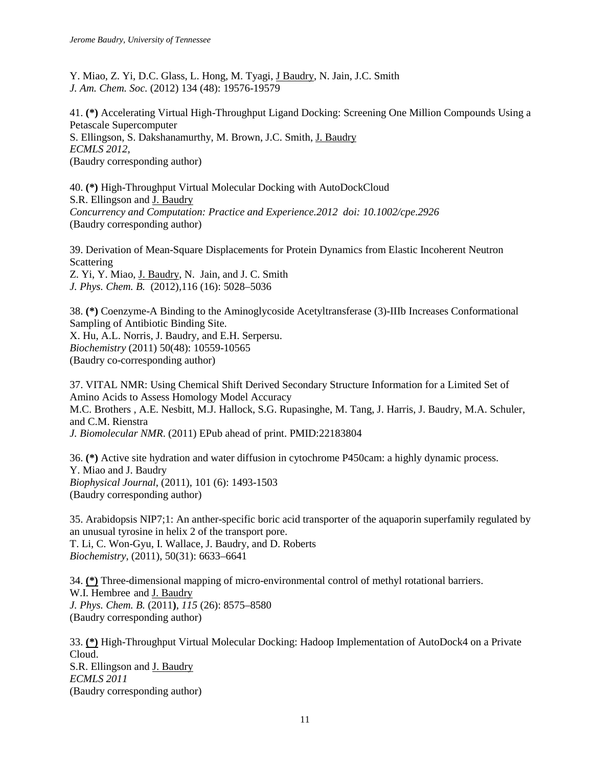Y. Miao, Z. Yi, D.C. Glass, L. Hong, M. Tyagi, J Baudry, N. Jain, J.C. Smith
*J. Am. Chem. Soc.* (2012) 134 (48): 19576-19579

41. **(*)** Accelerating Virtual High-Throughput Ligand Docking: Screening One Million Compounds Using a Petascale Supercomputer
S. Ellingson, S. Dakshanamurthy, M. Brown, J.C. Smith, J. Baudry
*ECMLS 2012,*
(Baudry corresponding author)

40. **(*)** High-Throughput Virtual Molecular Docking with AutoDockCloud
S.R. Ellingson and J. Baudry
*Concurrency and Computation: Practice and Experience.2012 doi: 10.1002/cpe.2926*
(Baudry corresponding author)

39. Derivation of Mean-Square Displacements for Protein Dynamics from Elastic Incoherent Neutron Scattering
Z. Yi, Y. Miao, J. Baudry, N. Jain, and J. C. Smith
*J. Phys. Chem. B.* (2012),116 (16): 5028–5036

38. **(*)** Coenzyme-A Binding to the Aminoglycoside Acetyltransferase (3)-IIIb Increases Conformational Sampling of Antibiotic Binding Site.
X. Hu, A.L. Norris, J. Baudry, and E.H. Serpersu.
*Biochemistry* (2011) 50(48): 10559-10565
(Baudry co-corresponding author)

37. VITAL NMR: Using Chemical Shift Derived Secondary Structure Information for a Limited Set of Amino Acids to Assess Homology Model Accuracy
M.C. Brothers , A.E. Nesbitt, M.J. Hallock, S.G. Rupasinghe, M. Tang, J. Harris, J. Baudry, M.A. Schuler, and C.M. Rienstra
*J. Biomolecular NMR*. (2011) EPub ahead of print. PMID:22183804

36. **(*)** Active site hydration and water diffusion in cytochrome P450cam: a highly dynamic process.
Y. Miao and J. Baudry
*Biophysical Journal*, (2011), 101 (6): 1493-1503
(Baudry corresponding author)

35. Arabidopsis NIP7;1: An anther-specific boric acid transporter of the aquaporin superfamily regulated by an unusual tyrosine in helix 2 of the transport pore.
T. Li, C. Won-Gyu, I. Wallace, J. Baudry, and D. Roberts
*Biochemistry*, (2011), 50(31): 6633–6641

34. **(*)** Three-dimensional mapping of micro-environmental control of methyl rotational barriers.
W.I. Hembree and J. Baudry
*J. Phys. Chem. B.* (2011**)**, *115* (26): 8575–8580
(Baudry corresponding author)

33. **(*)** High-Throughput Virtual Molecular Docking: Hadoop Implementation of AutoDock4 on a Private Cloud.
S.R. Ellingson and J. Baudry
*ECMLS 2011*
(Baudry corresponding author)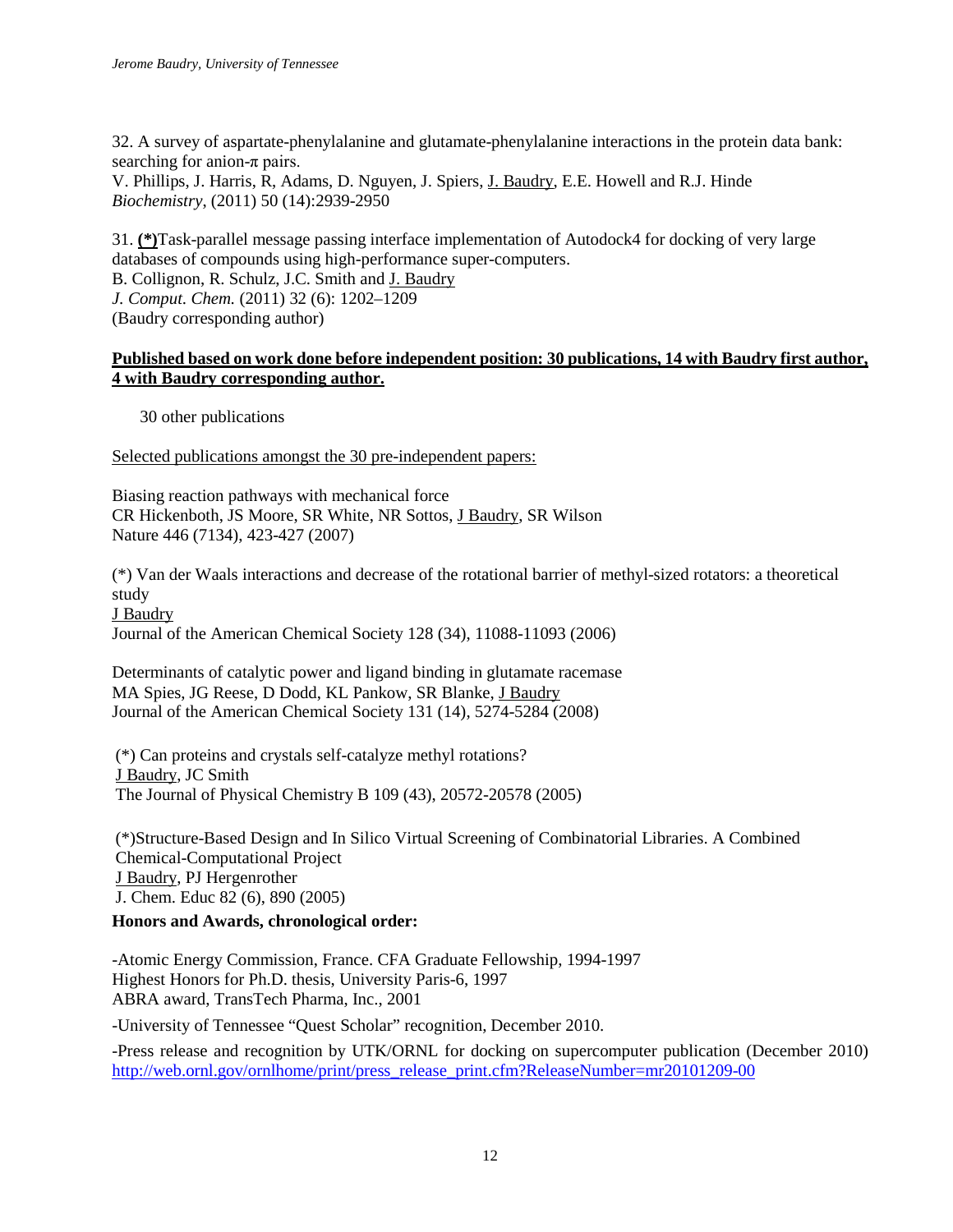32. A survey of aspartate-phenylalanine and glutamate-phenylalanine interactions in the protein data bank: searching for anion-π pairs.
V. Phillips, J. Harris, R, Adams, D. Nguyen, J. Spiers, J. Baudry, E.E. Howell and R.J. Hinde
*Biochemistry*, (2011) 50 (14):2939-2950

31. **(*)**Task-parallel message passing interface implementation of Autodock4 for docking of very large databases of compounds using high-performance super-computers.
B. Collignon, R. Schulz, J.C. Smith and J. Baudry
*J. Comput. Chem.* (2011) 32 (6): 1202–1209
(Baudry corresponding author)

**Published based on work done before independent position: 30 publications, 14 with Baudry first author, 4 with Baudry corresponding author.**

30 other publications

Selected publications amongst the 30 pre-independent papers:

Biasing reaction pathways with mechanical force
CR Hickenboth, JS Moore, SR White, NR Sottos, J Baudry, SR Wilson
Nature 446 (7134), 423-427 (2007)

(*) Van der Waals interactions and decrease of the rotational barrier of methyl-sized rotators: a theoretical study
J Baudry
Journal of the American Chemical Society 128 (34), 11088-11093 (2006)

Determinants of catalytic power and ligand binding in glutamate racemase
MA Spies, JG Reese, D Dodd, KL Pankow, SR Blanke, J Baudry
Journal of the American Chemical Society 131 (14), 5274-5284 (2008)

(*) Can proteins and crystals self-catalyze methyl rotations?
J Baudry, JC Smith
The Journal of Physical Chemistry B 109 (43), 20572-20578 (2005)

(*)Structure-Based Design and In Silico Virtual Screening of Combinatorial Libraries. A Combined Chemical-Computational Project
J Baudry, PJ Hergenrother
J. Chem. Educ 82 (6), 890 (2005)

**Honors and Awards, chronological order:**

-Atomic Energy Commission, France. CFA Graduate Fellowship, 1994-1997
Highest Honors for Ph.D. thesis, University Paris-6, 1997
ABRA award, TransTech Pharma, Inc., 2001

-University of Tennessee "Quest Scholar" recognition, December 2010.

-Press release and recognition by UTK/ORNL for docking on supercomputer publication (December 2010) http://web.ornl.gov/ornlhome/print/press_release_print.cfm?ReleaseNumber=mr20101209-00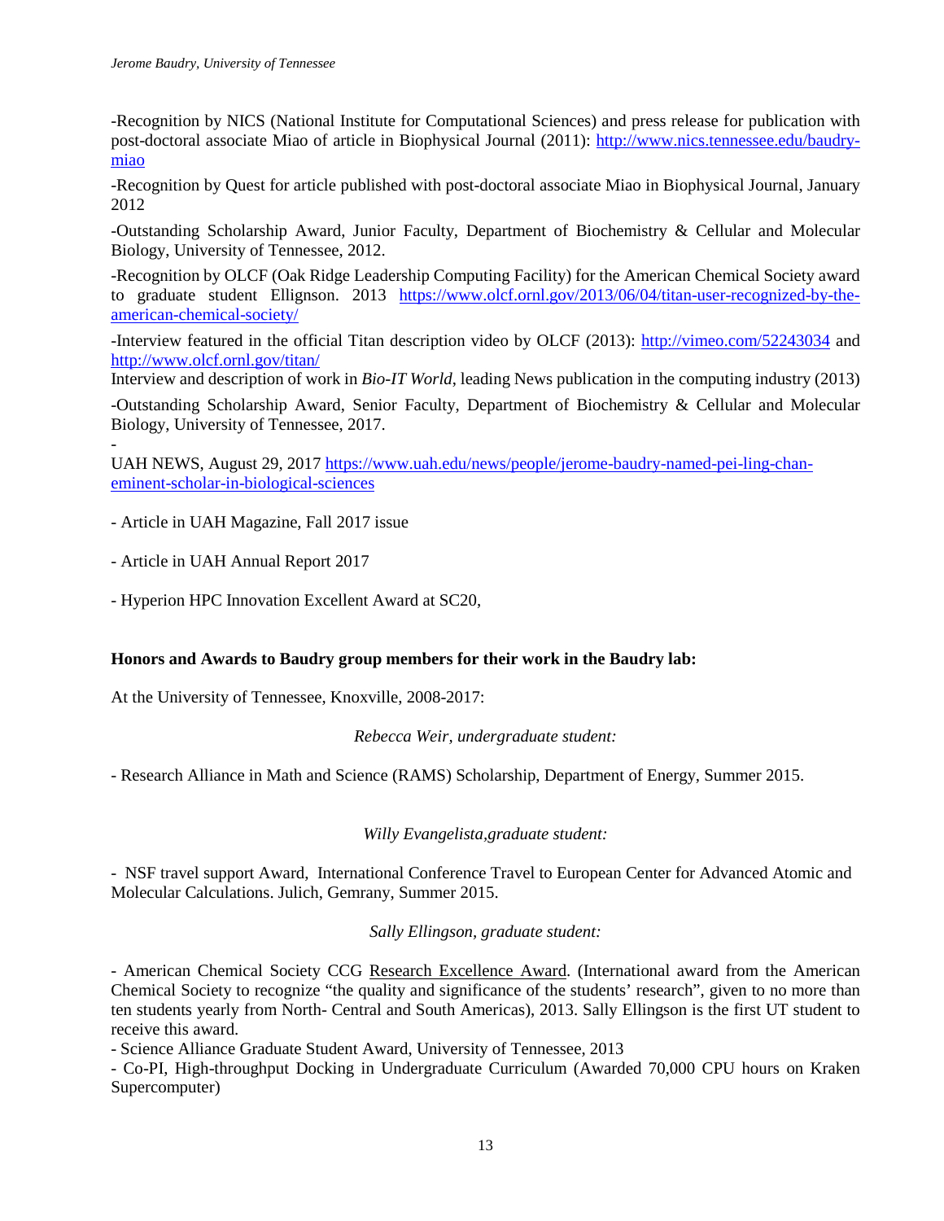-Recognition by NICS (National Institute for Computational Sciences) and press release for publication with post-doctoral associate Miao of article in Biophysical Journal (2011): http://www.nics.tennessee.edu/baudry-miao

-Recognition by Quest for article published with post-doctoral associate Miao in Biophysical Journal, January 2012

-Outstanding Scholarship Award, Junior Faculty, Department of Biochemistry & Cellular and Molecular Biology, University of Tennessee, 2012.

-Recognition by OLCF (Oak Ridge Leadership Computing Facility) for the American Chemical Society award to graduate student Ellignson. 2013 https://www.olcf.ornl.gov/2013/06/04/titan-user-recognized-by-the-american-chemical-society/

-Interview featured in the official Titan description video by OLCF (2013): http://vimeo.com/52243034 and http://www.olcf.ornl.gov/titan/

Interview and description of work in *Bio-IT World*, leading News publication in the computing industry (2013)

-Outstanding Scholarship Award, Senior Faculty, Department of Biochemistry & Cellular and Molecular Biology, University of Tennessee, 2017.

-

UAH NEWS, August 29, 2017 https://www.uah.edu/news/people/jerome-baudry-named-pei-ling-chan-eminent-scholar-in-biological-sciences

- Article in UAH Magazine, Fall 2017 issue

- Article in UAH Annual Report 2017

- Hyperion HPC Innovation Excellent Award at SC20,

**Honors and Awards to Baudry group members for their work in the Baudry lab:**

At the University of Tennessee, Knoxville, 2008-2017:

*Rebecca Weir, undergraduate student:*

- Research Alliance in Math and Science (RAMS) Scholarship, Department of Energy, Summer 2015.

*Willy Evangelista,graduate student:*

- NSF travel support Award, International Conference Travel to European Center for Advanced Atomic and Molecular Calculations. Julich, Gemrany, Summer 2015.

*Sally Ellingson, graduate student:*

- American Chemical Society CCG Research Excellence Award. (International award from the American Chemical Society to recognize "the quality and significance of the students' research", given to no more than ten students yearly from North- Central and South Americas), 2013. Sally Ellingson is the first UT student to receive this award.

- Science Alliance Graduate Student Award, University of Tennessee, 2013

- Co-PI, High-throughput Docking in Undergraduate Curriculum (Awarded 70,000 CPU hours on Kraken Supercomputer)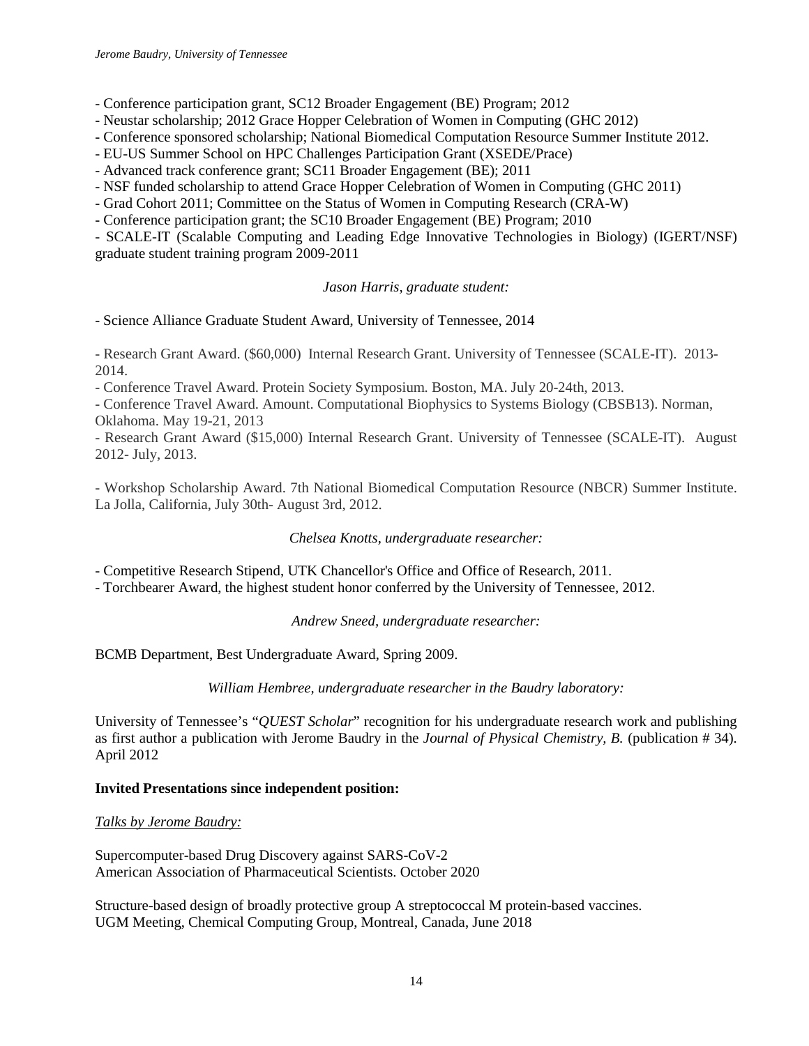- Conference participation grant, SC12 Broader Engagement (BE) Program; 2012
- Neustar scholarship; 2012 Grace Hopper Celebration of Women in Computing (GHC 2012)
- Conference sponsored scholarship; National Biomedical Computation Resource Summer Institute 2012.
- EU-US Summer School on HPC Challenges Participation Grant (XSEDE/Prace)
- Advanced track conference grant; SC11 Broader Engagement (BE); 2011
- NSF funded scholarship to attend Grace Hopper Celebration of Women in Computing (GHC 2011)
- Grad Cohort 2011; Committee on the Status of Women in Computing Research (CRA-W)
- Conference participation grant; the SC10 Broader Engagement (BE) Program; 2010
- SCALE-IT (Scalable Computing and Leading Edge Innovative Technologies in Biology) (IGERT/NSF) graduate student training program 2009-2011

*Jason Harris, graduate student:*

- Science Alliance Graduate Student Award, University of Tennessee, 2014

- Research Grant Award. ($60,000) Internal Research Grant. University of Tennessee (SCALE-IT). 2013-2014.
- Conference Travel Award. Protein Society Symposium. Boston, MA. July 20-24th, 2013.
- Conference Travel Award. Amount. Computational Biophysics to Systems Biology (CBSB13). Norman, Oklahoma. May 19-21, 2013
- Research Grant Award ($15,000) Internal Research Grant. University of Tennessee (SCALE-IT). August 2012- July, 2013.

- Workshop Scholarship Award. 7th National Biomedical Computation Resource (NBCR) Summer Institute. La Jolla, California, July 30th- August 3rd, 2012.

*Chelsea Knotts, undergraduate researcher:*

- Competitive Research Stipend, UTK Chancellor's Office and Office of Research, 2011.
- Torchbearer Award, the highest student honor conferred by the University of Tennessee, 2012.

*Andrew Sneed, undergraduate researcher:*

BCMB Department, Best Undergraduate Award, Spring 2009.

*William Hembree, undergraduate researcher in the Baudry laboratory:*

University of Tennessee's "*QUEST Scholar*" recognition for his undergraduate research work and publishing as first author a publication with Jerome Baudry in the *Journal of Physical Chemistry, B.* (publication # 34). April 2012

**Invited Presentations since independent position:**

<u>*Talks by Jerome Baudry:*</u>

Supercomputer-based Drug Discovery against SARS-CoV-2
American Association of Pharmaceutical Scientists. October 2020

Structure-based design of broadly protective group A streptococcal M protein-based vaccines.
UGM Meeting, Chemical Computing Group, Montreal, Canada, June 2018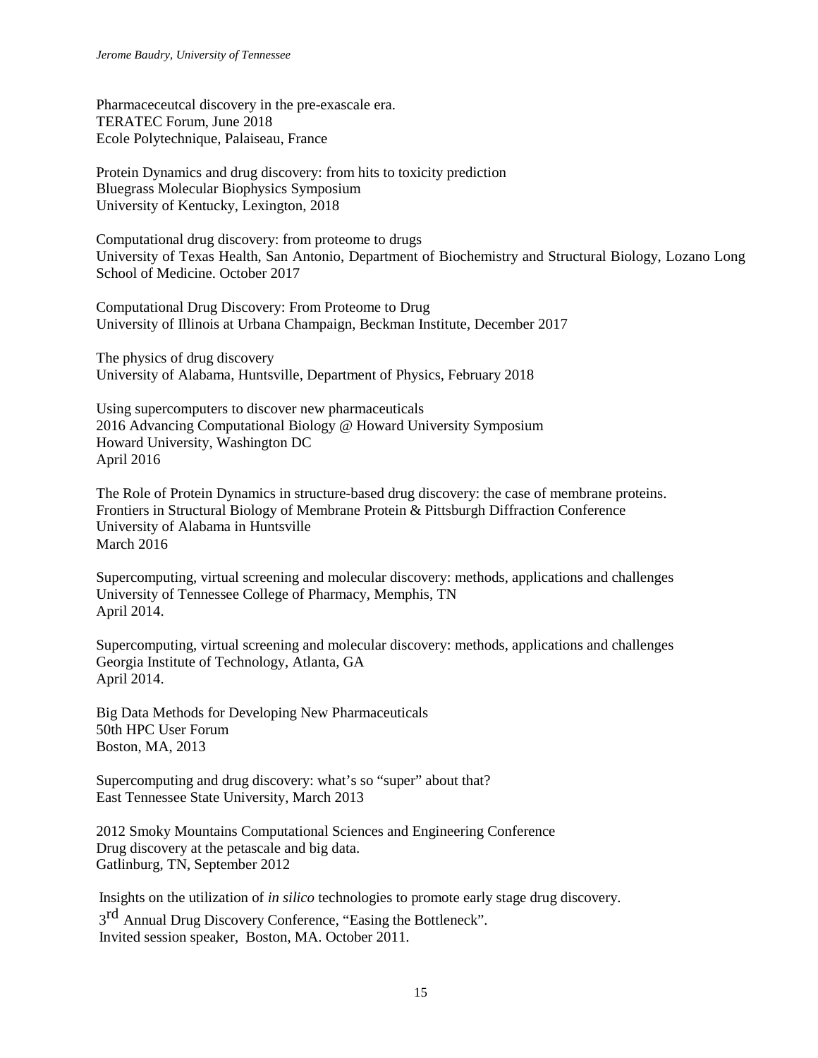Pharmaceceutcal discovery in the pre-exascale era.
TERATEC Forum, June 2018
Ecole Polytechnique, Palaiseau, France

Protein Dynamics and drug discovery: from hits to toxicity prediction
Bluegrass Molecular Biophysics Symposium
University of Kentucky, Lexington, 2018

Computational drug discovery: from proteome to drugs
University of Texas Health, San Antonio, Department of Biochemistry and Structural Biology, Lozano Long School of Medicine. October 2017

Computational Drug Discovery: From Proteome to Drug
University of Illinois at Urbana Champaign, Beckman Institute, December 2017

The physics of drug discovery
University of Alabama, Huntsville, Department of Physics, February 2018

Using supercomputers to discover new pharmaceuticals
2016 Advancing Computational Biology @ Howard University Symposium
Howard University, Washington DC
April 2016

The Role of Protein Dynamics in structure-based drug discovery: the case of membrane proteins.
Frontiers in Structural Biology of Membrane Protein & Pittsburgh Diffraction Conference
University of Alabama in Huntsville
March 2016

Supercomputing, virtual screening and molecular discovery: methods, applications and challenges
University of Tennessee College of Pharmacy, Memphis, TN
April 2014.

Supercomputing, virtual screening and molecular discovery: methods, applications and challenges
Georgia Institute of Technology, Atlanta, GA
April 2014.

Big Data Methods for Developing New Pharmaceuticals
50th HPC User Forum
Boston, MA, 2013

Supercomputing and drug discovery: what's so "super" about that?
East Tennessee State University, March 2013

2012 Smoky Mountains Computational Sciences and Engineering Conference
Drug discovery at the petascale and big data.
Gatlinburg, TN, September 2012

Insights on the utilization of *in silico* technologies to promote early stage drug discovery.
3rd Annual Drug Discovery Conference, "Easing the Bottleneck".
Invited session speaker, Boston, MA. October 2011.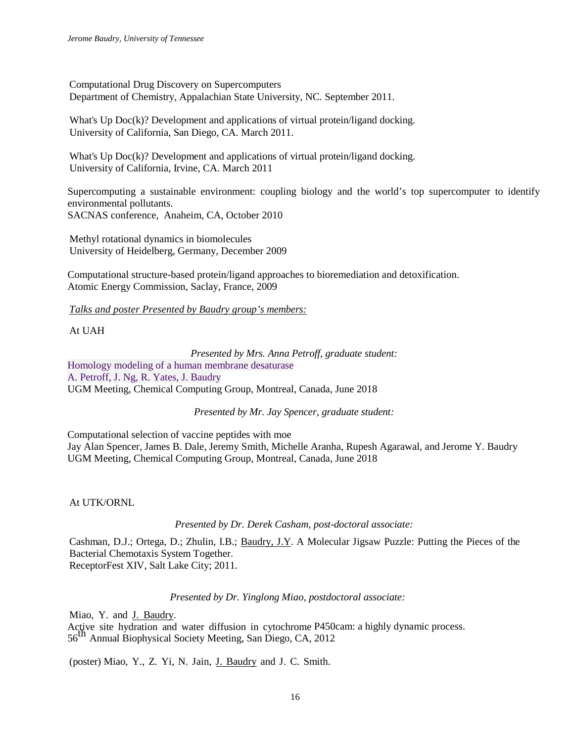Computational Drug Discovery on Supercomputers
Department of Chemistry, Appalachian State University, NC. September 2011.

What's Up Doc(k)? Development and applications of virtual protein/ligand docking.
University of California, San Diego, CA. March 2011.

What's Up Doc(k)? Development and applications of virtual protein/ligand docking.
University of California, Irvine, CA. March 2011

Supercomputing a sustainable environment: coupling biology and the world's top supercomputer to identify environmental pollutants.
SACNAS conference, Anaheim, CA, October 2010

Methyl rotational dynamics in biomolecules
University of Heidelberg, Germany, December 2009

Computational structure-based protein/ligand approaches to bioremediation and detoxification.
Atomic Energy Commission, Saclay, France, 2009

*Talks and poster Presented by Baudry group's members:*

At UAH

*Presented by Mrs. Anna Petroff, graduate student:*

Homology modeling of a human membrane desaturase
A. Petroff, J. Ng, R. Yates, J. Baudry
UGM Meeting, Chemical Computing Group, Montreal, Canada, June 2018

*Presented by Mr. Jay Spencer, graduate student:*

Computational selection of vaccine peptides with moe
Jay Alan Spencer, James B. Dale, Jeremy Smith, Michelle Aranha, Rupesh Agarawal, and Jerome Y. Baudry
UGM Meeting, Chemical Computing Group, Montreal, Canada, June 2018

At UTK/ORNL

*Presented by Dr. Derek Casham, post-doctoral associate:*

Cashman, D.J.; Ortega, D.; Zhulin, I.B.; Baudry, J.Y. A Molecular Jigsaw Puzzle: Putting the Pieces of the Bacterial Chemotaxis System Together.
ReceptorFest XIV, Salt Lake City; 2011.

*Presented by Dr. Yinglong Miao, postdoctoral associate:*

Miao, Y. and J. Baudry.
Active site hydration and water diffusion in cytochrome P450cam: a highly dynamic process.
56th Annual Biophysical Society Meeting, San Diego, CA, 2012

(poster) Miao, Y., Z. Yi, N. Jain, J. Baudry and J. C. Smith.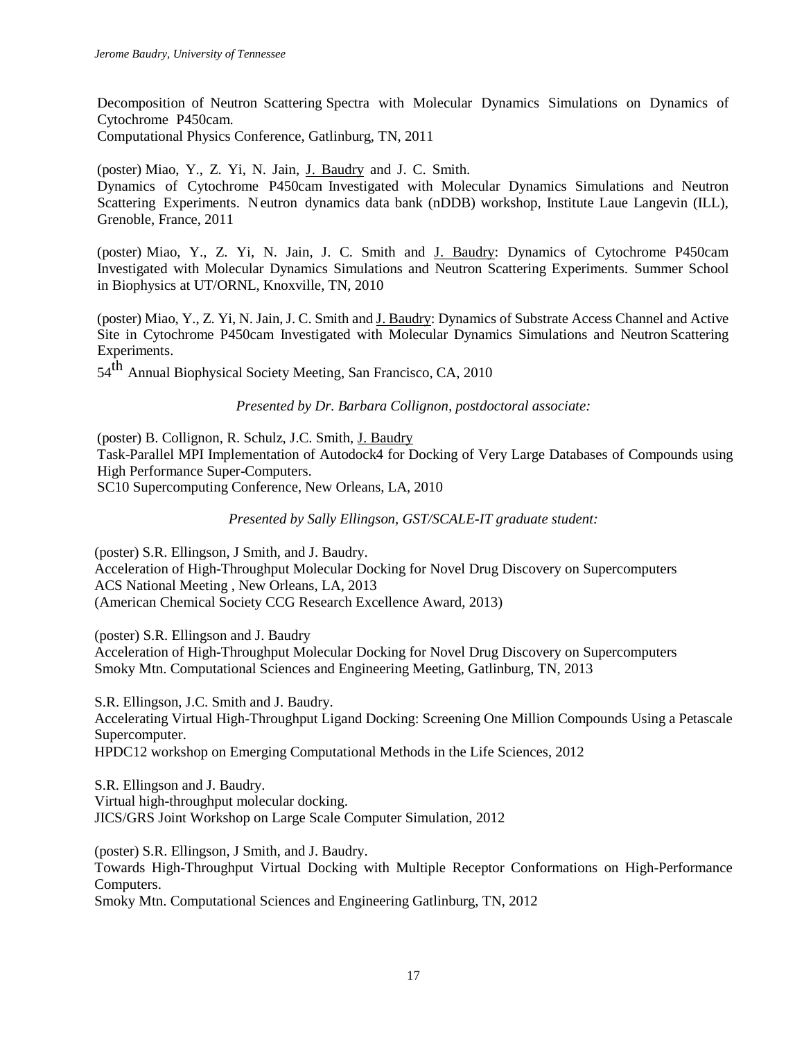Decomposition of Neutron Scattering Spectra with Molecular Dynamics Simulations on Dynamics of Cytochrome P450cam.
Computational Physics Conference, Gatlinburg, TN, 2011

(poster) Miao, Y., Z. Yi, N. Jain, J. Baudry and J. C. Smith.
Dynamics of Cytochrome P450cam Investigated with Molecular Dynamics Simulations and Neutron Scattering Experiments. Neutron dynamics data bank (nDDB) workshop, Institute Laue Langevin (ILL), Grenoble, France, 2011

(poster) Miao, Y., Z. Yi, N. Jain, J. C. Smith and J. Baudry: Dynamics of Cytochrome P450cam Investigated with Molecular Dynamics Simulations and Neutron Scattering Experiments. Summer School in Biophysics at UT/ORNL, Knoxville, TN, 2010

(poster) Miao, Y., Z. Yi, N. Jain, J. C. Smith and J. Baudry: Dynamics of Substrate Access Channel and Active Site in Cytochrome P450cam Investigated with Molecular Dynamics Simulations and Neutron Scattering Experiments.
54th Annual Biophysical Society Meeting, San Francisco, CA, 2010

*Presented by Dr. Barbara Collignon, postdoctoral associate:*

(poster) B. Collignon, R. Schulz, J.C. Smith, J. Baudry
Task-Parallel MPI Implementation of Autodock4 for Docking of Very Large Databases of Compounds using High Performance Super-Computers.
SC10 Supercomputing Conference, New Orleans, LA, 2010

*Presented by Sally Ellingson, GST/SCALE-IT graduate student:*

(poster) S.R. Ellingson, J Smith, and J. Baudry.
Acceleration of High-Throughput Molecular Docking for Novel Drug Discovery on Supercomputers
ACS National Meeting , New Orleans, LA, 2013
(American Chemical Society CCG Research Excellence Award, 2013)

(poster) S.R. Ellingson and J. Baudry
Acceleration of High-Throughput Molecular Docking for Novel Drug Discovery on Supercomputers
Smoky Mtn. Computational Sciences and Engineering Meeting, Gatlinburg, TN, 2013

S.R. Ellingson, J.C. Smith and J. Baudry.
Accelerating Virtual High-Throughput Ligand Docking: Screening One Million Compounds Using a Petascale Supercomputer.
HPDC12 workshop on Emerging Computational Methods in the Life Sciences, 2012

S.R. Ellingson and J. Baudry.
Virtual high-throughput molecular docking.
JICS/GRS Joint Workshop on Large Scale Computer Simulation, 2012

(poster) S.R. Ellingson, J Smith, and J. Baudry.
Towards High-Throughput Virtual Docking with Multiple Receptor Conformations on High-Performance Computers.
Smoky Mtn. Computational Sciences and Engineering Gatlinburg, TN, 2012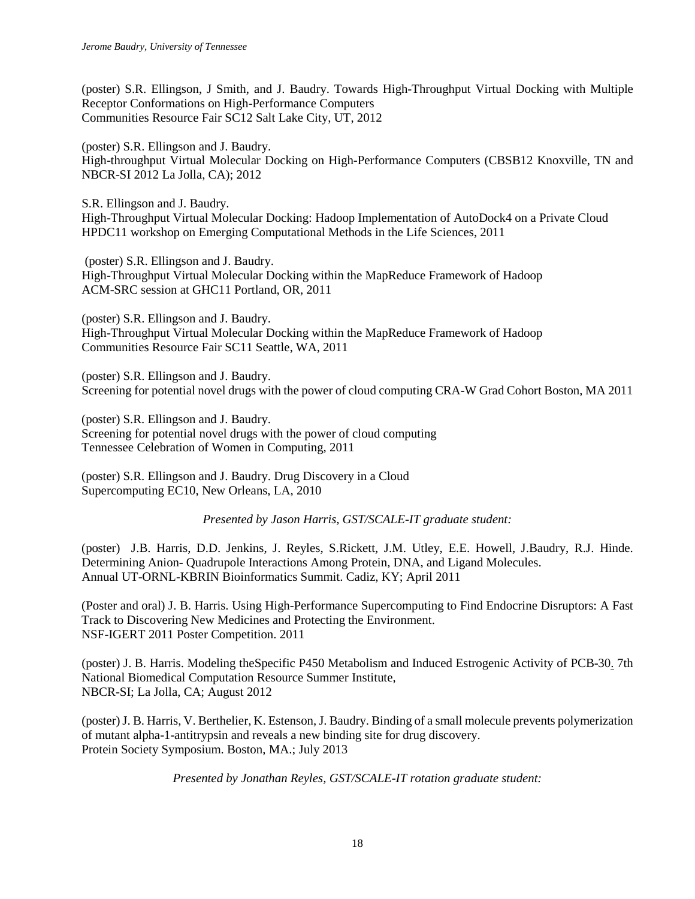(poster) S.R. Ellingson, J Smith, and J. Baudry. Towards High-Throughput Virtual Docking with Multiple Receptor Conformations on High-Performance Computers
Communities Resource Fair SC12 Salt Lake City, UT, 2012

(poster) S.R. Ellingson and J. Baudry.
High-throughput Virtual Molecular Docking on High-Performance Computers (CBSB12 Knoxville, TN and NBCR-SI 2012 La Jolla, CA); 2012

S.R. Ellingson and J. Baudry.
High-Throughput Virtual Molecular Docking: Hadoop Implementation of AutoDock4 on a Private Cloud
HPDC11 workshop on Emerging Computational Methods in the Life Sciences, 2011

(poster) S.R. Ellingson and J. Baudry.
High-Throughput Virtual Molecular Docking within the MapReduce Framework of Hadoop
ACM-SRC session at GHC11 Portland, OR, 2011

(poster) S.R. Ellingson and J. Baudry.
High-Throughput Virtual Molecular Docking within the MapReduce Framework of Hadoop
Communities Resource Fair SC11 Seattle, WA, 2011

(poster) S.R. Ellingson and J. Baudry.
Screening for potential novel drugs with the power of cloud computing CRA-W Grad Cohort Boston, MA 2011

(poster) S.R. Ellingson and J. Baudry.
Screening for potential novel drugs with the power of cloud computing
Tennessee Celebration of Women in Computing, 2011

(poster) S.R. Ellingson and J. Baudry. Drug Discovery in a Cloud
Supercomputing EC10, New Orleans, LA, 2010

*Presented by Jason Harris, GST/SCALE-IT graduate student:*

(poster) J.B. Harris, D.D. Jenkins, J. Reyles, S.Rickett, J.M. Utley, E.E. Howell, J.Baudry, R.J. Hinde. Determining Anion- Quadrupole Interactions Among Protein, DNA, and Ligand Molecules.
Annual UT-ORNL-KBRIN Bioinformatics Summit. Cadiz, KY; April 2011

(Poster and oral) J. B. Harris. Using High-Performance Supercomputing to Find Endocrine Disruptors: A Fast Track to Discovering New Medicines and Protecting the Environment.
NSF-IGERT 2011 Poster Competition. 2011

(poster) J. B. Harris. Modeling theSpecific P450 Metabolism and Induced Estrogenic Activity of PCB-30. 7th National Biomedical Computation Resource Summer Institute,
NBCR-SI; La Jolla, CA; August 2012

(poster) J. B. Harris, V. Berthelier, K. Estenson, J. Baudry. Binding of a small molecule prevents polymerization of mutant alpha-1-antitrypsin and reveals a new binding site for drug discovery.
Protein Society Symposium. Boston, MA.; July 2013

*Presented by Jonathan Reyles, GST/SCALE-IT rotation graduate student:*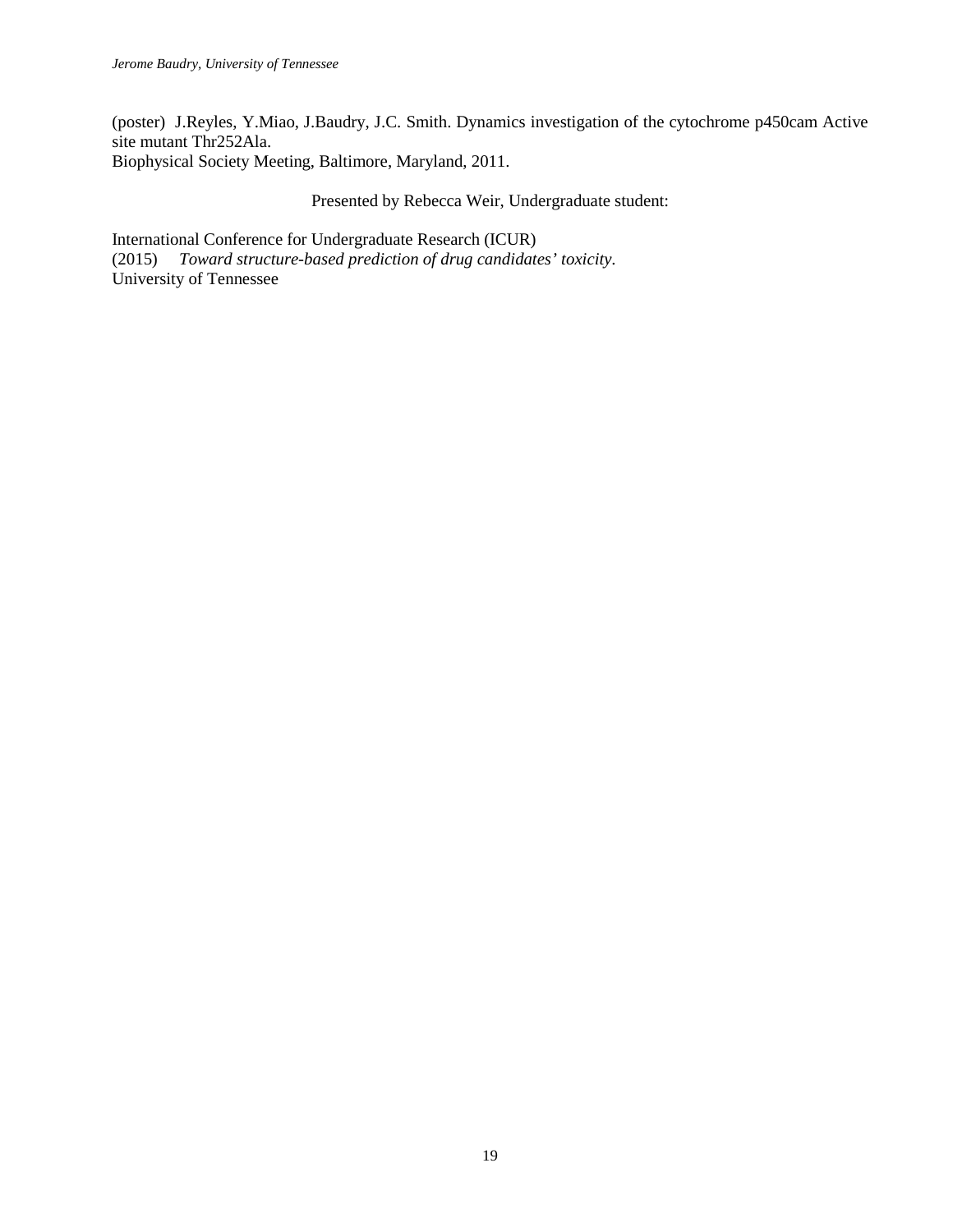(poster) J.Reyles, Y.Miao, J.Baudry, J.C. Smith. Dynamics investigation of the cytochrome p450cam Active site mutant Thr252Ala.
Biophysical Society Meeting, Baltimore, Maryland, 2011.

Presented by Rebecca Weir, Undergraduate student:

International Conference for Undergraduate Research (ICUR)
(2015) *Toward structure-based prediction of drug candidates' toxicity*.
University of Tennessee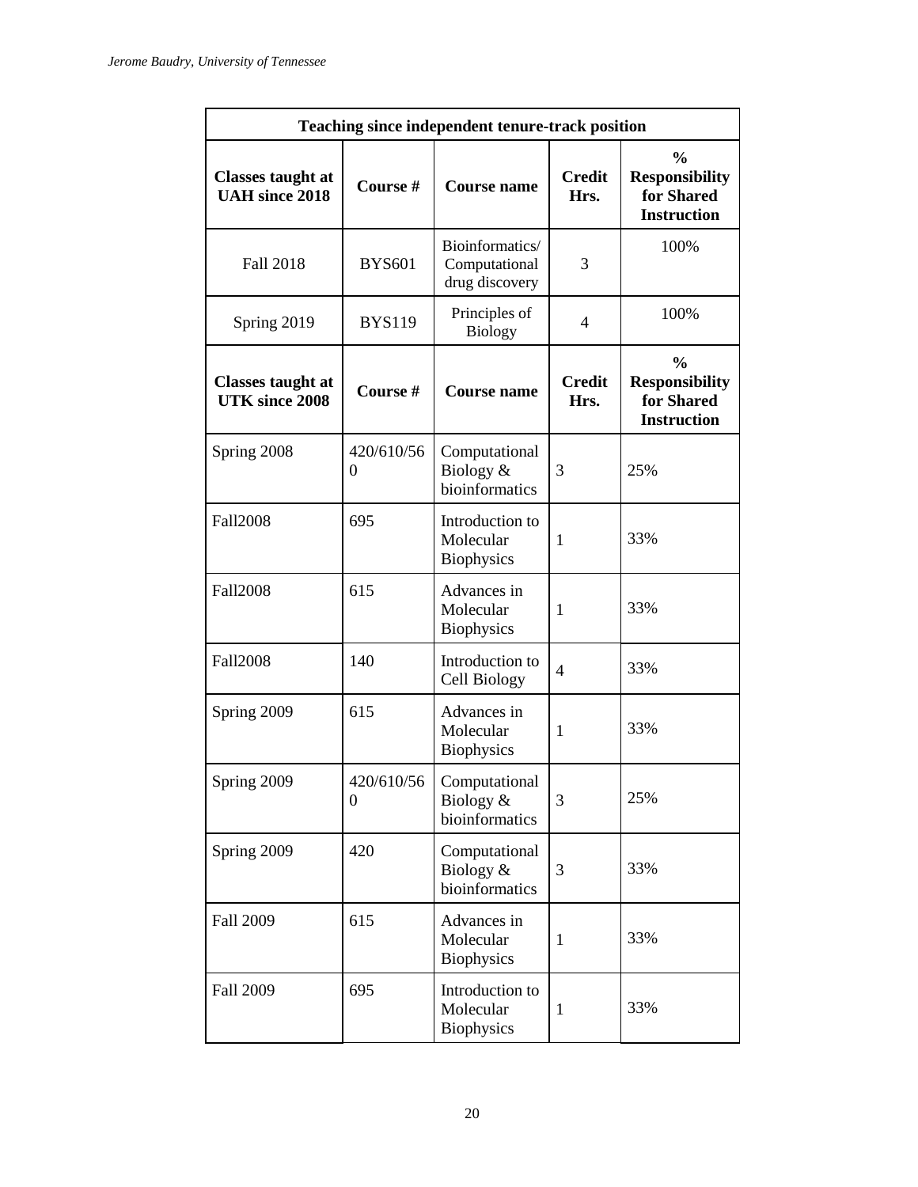| Teaching since independent tenure-track position | | | | |
|---|---|---|---|---|
| **Classes taught at UAH since 2018** | **Course #** | **Course name** | **Credit Hrs.** | **% Responsibility for Shared Instruction** |
| Fall 2018 | BYS601 | Bioinformatics/ Computational drug discovery | 3 | 100% |
| Spring 2019 | BYS119 | Principles of Biology | 4 | 100% |
| **Classes taught at UTK since 2008** | **Course #** | **Course name** | **Credit Hrs.** | **% Responsibility for Shared Instruction** |
| Spring 2008 | 420/610/560 | Computational Biology & bioinformatics | 3 | 25% |
| Fall2008 | 695 | Introduction to Molecular Biophysics | 1 | 33% |
| Fall2008 | 615 | Advances in Molecular Biophysics | 1 | 33% |
| Fall2008 | 140 | Introduction to Cell Biology | 4 | 33% |
| Spring 2009 | 615 | Advances in Molecular Biophysics | 1 | 33% |
| Spring 2009 | 420/610/560 | Computational Biology & bioinformatics | 3 | 25% |
| Spring 2009 | 420 | Computational Biology & bioinformatics | 3 | 33% |
| Fall 2009 | 615 | Advances in Molecular Biophysics | 1 | 33% |
| Fall 2009 | 695 | Introduction to Molecular Biophysics | 1 | 33% |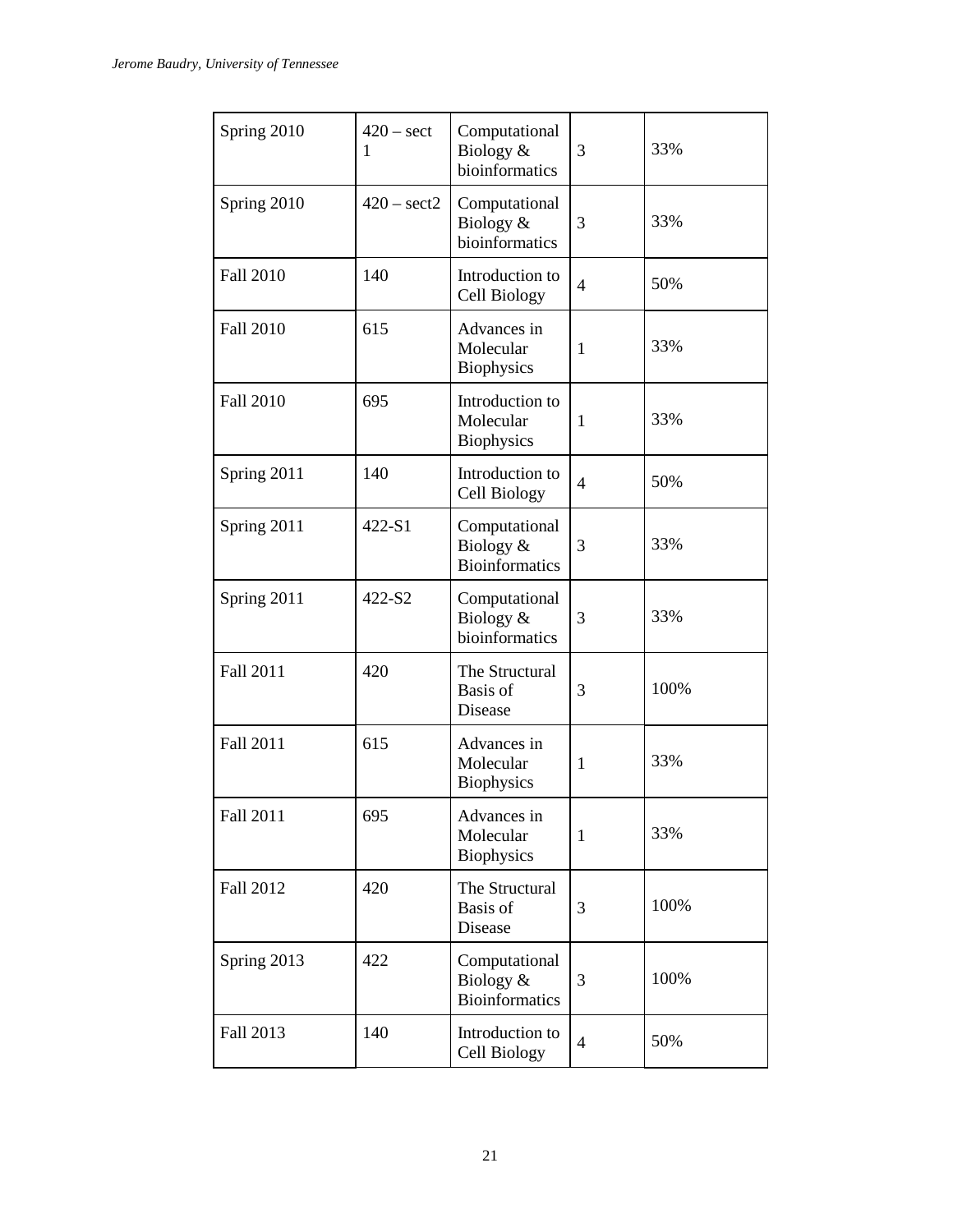| Spring 2010 | 420 – sect 1 | Computational Biology & bioinformatics | 3 | 33% |
|---|---|---|---|---|
| Spring 2010 | 420 – sect2 | Computational Biology & bioinformatics | 3 | 33% |
| Fall 2010 | 140 | Introduction to Cell Biology | 4 | 50% |
| Fall 2010 | 615 | Advances in Molecular Biophysics | 1 | 33% |
| Fall 2010 | 695 | Introduction to Molecular Biophysics | 1 | 33% |
| Spring 2011 | 140 | Introduction to Cell Biology | 4 | 50% |
| Spring 2011 | 422-S1 | Computational Biology & Bioinformatics | 3 | 33% |
| Spring 2011 | 422-S2 | Computational Biology & bioinformatics | 3 | 33% |
| Fall 2011 | 420 | The Structural Basis of Disease | 3 | 100% |
| Fall 2011 | 615 | Advances in Molecular Biophysics | 1 | 33% |
| Fall 2011 | 695 | Advances in Molecular Biophysics | 1 | 33% |
| Fall 2012 | 420 | The Structural Basis of Disease | 3 | 100% |
| Spring 2013 | 422 | Computational Biology & Bioinformatics | 3 | 100% |
| Fall 2013 | 140 | Introduction to Cell Biology | 4 | 50% |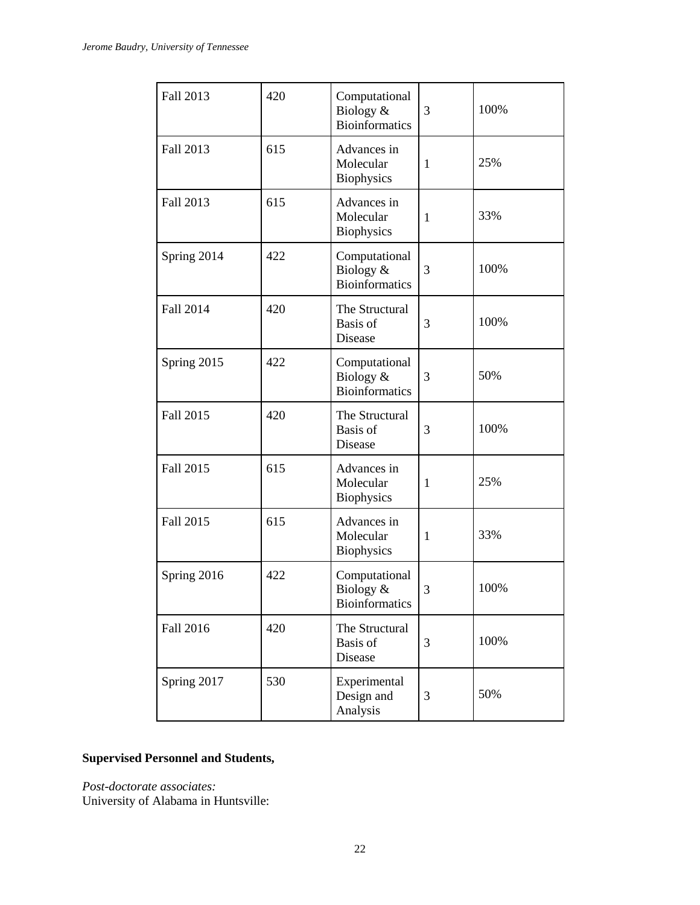| Fall 2013 | 420 | Computational Biology & Bioinformatics | 3 | 100% |
|---|---|---|---|---|
| Fall 2013 | 615 | Advances in Molecular Biophysics | 1 | 25% |
| Fall 2013 | 615 | Advances in Molecular Biophysics | 1 | 33% |
| Spring 2014 | 422 | Computational Biology & Bioinformatics | 3 | 100% |
| Fall 2014 | 420 | The Structural Basis of Disease | 3 | 100% |
| Spring 2015 | 422 | Computational Biology & Bioinformatics | 3 | 50% |
| Fall 2015 | 420 | The Structural Basis of Disease | 3 | 100% |
| Fall 2015 | 615 | Advances in Molecular Biophysics | 1 | 25% |
| Fall 2015 | 615 | Advances in Molecular Biophysics | 1 | 33% |
| Spring 2016 | 422 | Computational Biology & Bioinformatics | 3 | 100% |
| Fall 2016 | 420 | The Structural Basis of Disease | 3 | 100% |
| Spring 2017 | 530 | Experimental Design and Analysis | 3 | 50% |

**Supervised Personnel and Students,**

*Post-doctorate associates:*
University of Alabama in Huntsville: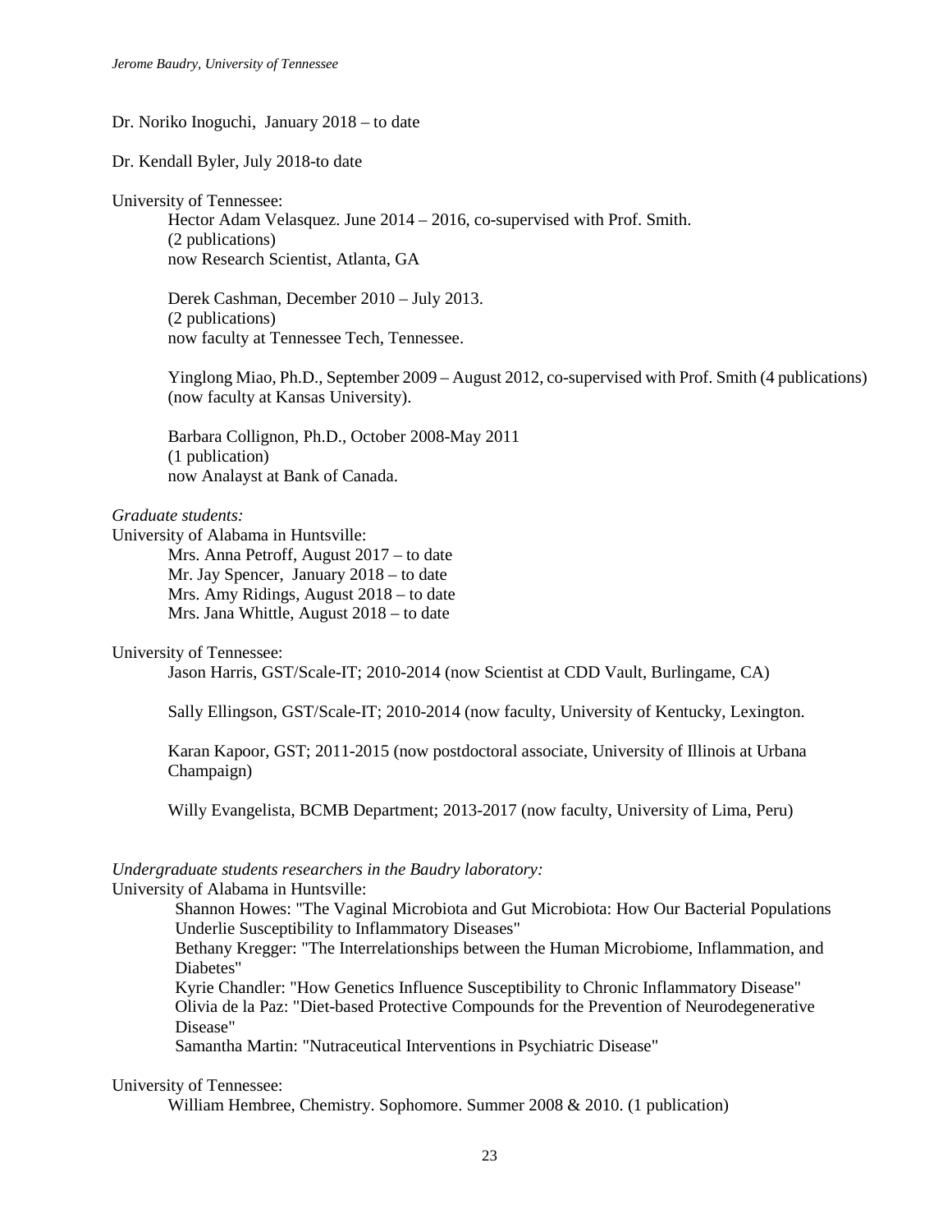Dr. Noriko Inoguchi, January 2018 – to date

Dr. Kendall Byler, July 2018-to date

University of Tennessee:

Hector Adam Velasquez. June 2014 – 2016, co-supervised with Prof. Smith.
(2 publications)
now Research Scientist, Atlanta, GA

Derek Cashman, December 2010 – July 2013.
(2 publications)
now faculty at Tennessee Tech, Tennessee.

Yinglong Miao, Ph.D., September 2009 – August 2012, co-supervised with Prof. Smith (4 publications)
(now faculty at Kansas University).

Barbara Collignon, Ph.D., October 2008-May 2011
(1 publication)
now Analayst at Bank of Canada.

*Graduate students:*

University of Alabama in Huntsville:

Mrs. Anna Petroff, August 2017 – to date
Mr. Jay Spencer, January 2018 – to date
Mrs. Amy Ridings, August 2018 – to date
Mrs. Jana Whittle, August 2018 – to date

University of Tennessee:

Jason Harris, GST/Scale-IT; 2010-2014 (now Scientist at CDD Vault, Burlingame, CA)

Sally Ellingson, GST/Scale-IT; 2010-2014 (now faculty, University of Kentucky, Lexington.

Karan Kapoor, GST; 2011-2015 (now postdoctoral associate, University of Illinois at Urbana Champaign)

Willy Evangelista, BCMB Department; 2013-2017 (now faculty, University of Lima, Peru)

*Undergraduate students researchers in the Baudry laboratory:*

University of Alabama in Huntsville:

Shannon Howes: "The Vaginal Microbiota and Gut Microbiota: How Our Bacterial Populations Underlie Susceptibility to Inflammatory Diseases"
Bethany Kregger: "The Interrelationships between the Human Microbiome, Inflammation, and Diabetes"
Kyrie Chandler: "How Genetics Influence Susceptibility to Chronic Inflammatory Disease"
Olivia de la Paz: "Diet-based Protective Compounds for the Prevention of Neurodegenerative Disease"
Samantha Martin: "Nutraceutical Interventions in Psychiatric Disease"

University of Tennessee:

William Hembree, Chemistry. Sophomore. Summer 2008 & 2010. (1 publication)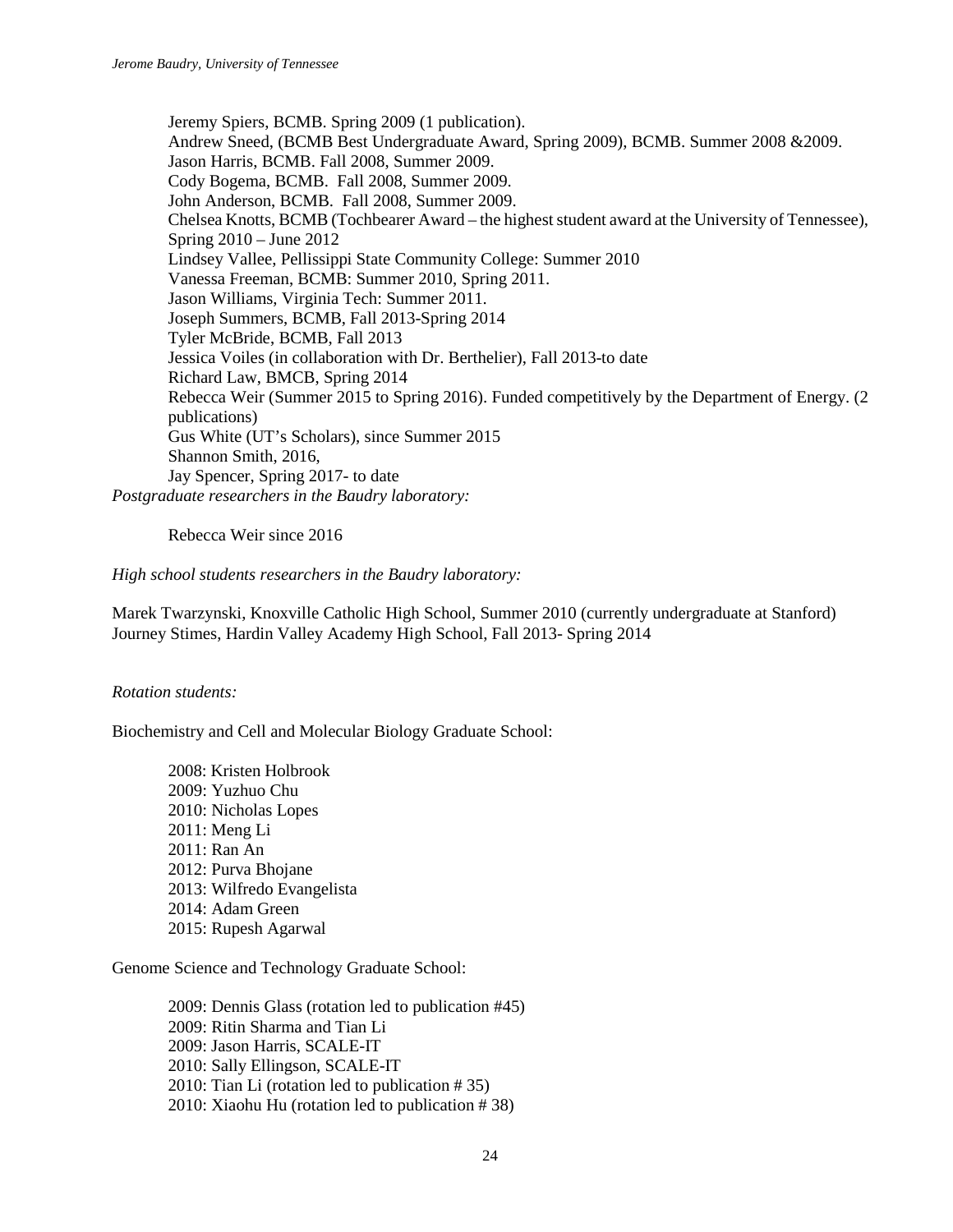Jeremy Spiers, BCMB. Spring 2009 (1 publication).
Andrew Sneed, (BCMB Best Undergraduate Award, Spring 2009), BCMB. Summer 2008 &2009.
Jason Harris, BCMB. Fall 2008, Summer 2009.
Cody Bogema, BCMB. Fall 2008, Summer 2009.
John Anderson, BCMB. Fall 2008, Summer 2009.
Chelsea Knotts, BCMB (Tochbearer Award – the highest student award at the University of Tennessee), Spring 2010 – June 2012
Lindsey Vallee, Pellissippi State Community College: Summer 2010
Vanessa Freeman, BCMB: Summer 2010, Spring 2011.
Jason Williams, Virginia Tech: Summer 2011.
Joseph Summers, BCMB, Fall 2013-Spring 2014
Tyler McBride, BCMB, Fall 2013
Jessica Voiles (in collaboration with Dr. Berthelier), Fall 2013-to date
Richard Law, BMCB, Spring 2014
Rebecca Weir (Summer 2015 to Spring 2016). Funded competitively by the Department of Energy. (2 publications)
Gus White (UT's Scholars), since Summer 2015
Shannon Smith, 2016,
Jay Spencer, Spring 2017- to date

*Postgraduate researchers in the Baudry laboratory:*

Rebecca Weir since 2016

*High school students researchers in the Baudry laboratory:*

Marek Twarzynski, Knoxville Catholic High School, Summer 2010 (currently undergraduate at Stanford)
Journey Stimes, Hardin Valley Academy High School, Fall 2013- Spring 2014

*Rotation students:*

Biochemistry and Cell and Molecular Biology Graduate School:

2008: Kristen Holbrook
2009: Yuzhuo Chu
2010: Nicholas Lopes
2011: Meng Li
2011: Ran An
2012: Purva Bhojane
2013: Wilfredo Evangelista
2014: Adam Green
2015: Rupesh Agarwal

Genome Science and Technology Graduate School:

2009: Dennis Glass (rotation led to publication #45)
2009: Ritin Sharma and Tian Li
2009: Jason Harris, SCALE-IT
2010: Sally Ellingson, SCALE-IT
2010: Tian Li (rotation led to publication # 35)
2010: Xiaohu Hu (rotation led to publication # 38)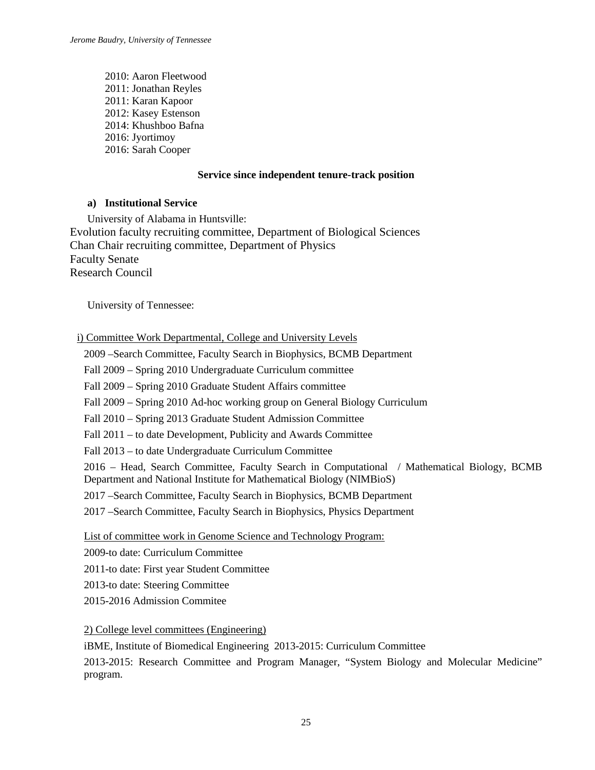2010: Aaron Fleetwood
2011: Jonathan Reyles
2011: Karan Kapoor
2012: Kasey Estenson
2014: Khushboo Bafna
2016: Jyortimoy
2016: Sarah Cooper

**Service since independent tenure-track position**

**a) Institutional Service**

University of Alabama in Huntsville:

Evolution faculty recruiting committee, Department of Biological Sciences
Chan Chair recruiting committee, Department of Physics
Faculty Senate
Research Council

University of Tennessee:

i) Committee Work Departmental, College and University Levels

2009 –Search Committee, Faculty Search in Biophysics, BCMB Department

Fall 2009 – Spring 2010 Undergraduate Curriculum committee

Fall 2009 – Spring 2010 Graduate Student Affairs committee

Fall 2009 – Spring 2010 Ad-hoc working group on General Biology Curriculum

Fall 2010 – Spring 2013 Graduate Student Admission Committee

Fall 2011 – to date Development, Publicity and Awards Committee

Fall 2013 – to date Undergraduate Curriculum Committee

2016 – Head, Search Committee, Faculty Search in Computational / Mathematical Biology, BCMB Department and National Institute for Mathematical Biology (NIMBioS)

2017 –Search Committee, Faculty Search in Biophysics, BCMB Department

2017 –Search Committee, Faculty Search in Biophysics, Physics Department

List of committee work in Genome Science and Technology Program:

2009-to date: Curriculum Committee

2011-to date: First year Student Committee

2013-to date: Steering Committee

2015-2016 Admission Commitee

2) College level committees (Engineering)

iBME, Institute of Biomedical Engineering 2013-2015: Curriculum Committee

2013-2015: Research Committee and Program Manager, "System Biology and Molecular Medicine" program.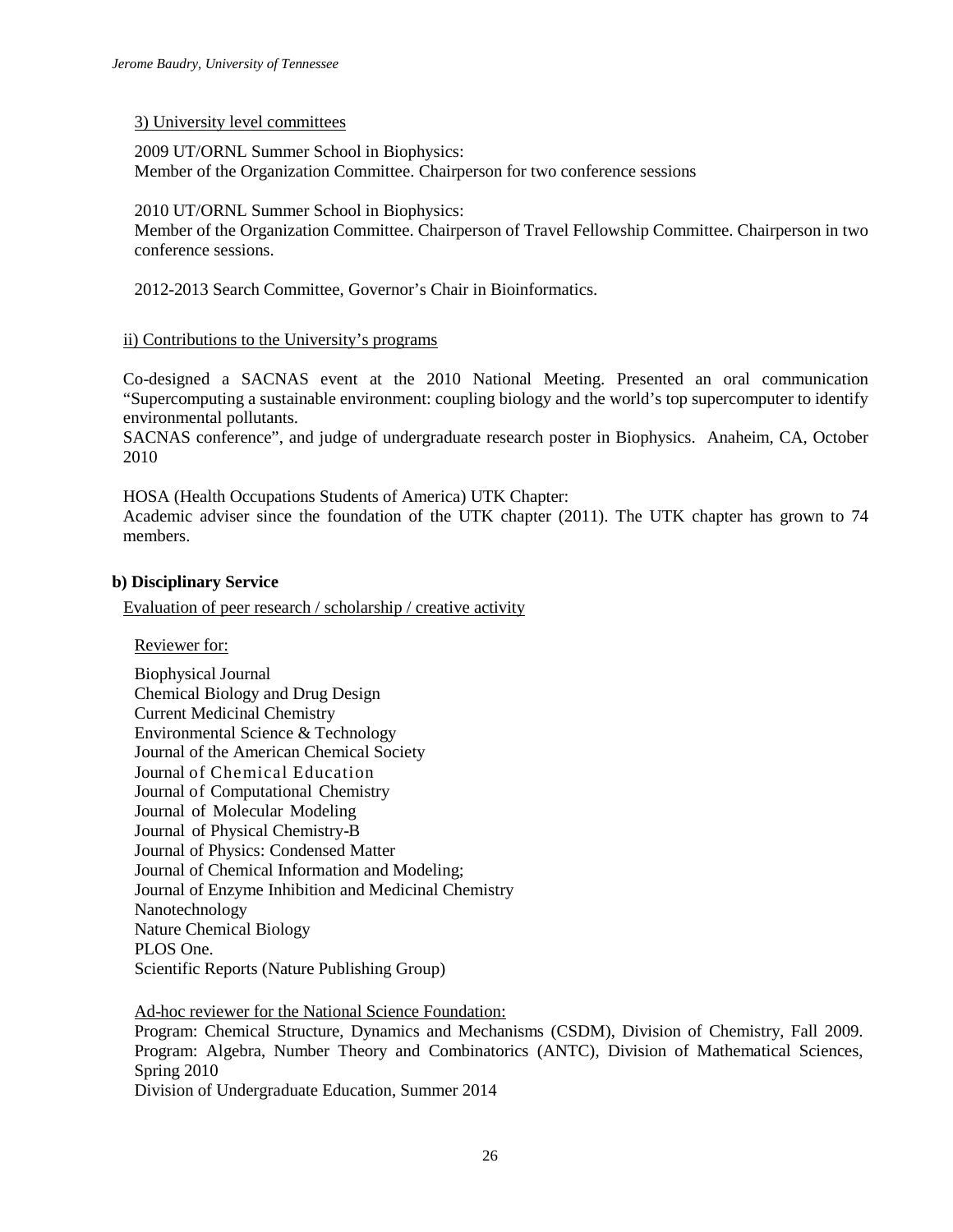3) University level committees

2009 UT/ORNL Summer School in Biophysics:
Member of the Organization Committee. Chairperson for two conference sessions

2010 UT/ORNL Summer School in Biophysics:
Member of the Organization Committee. Chairperson of Travel Fellowship Committee. Chairperson in two conference sessions.

2012-2013 Search Committee, Governor's Chair in Bioinformatics.

ii) Contributions to the University's programs

Co-designed a SACNAS event at the 2010 National Meeting. Presented an oral communication "Supercomputing a sustainable environment: coupling biology and the world's top supercomputer to identify environmental pollutants.
SACNAS conference", and judge of undergraduate research poster in Biophysics. Anaheim, CA, October 2010

HOSA (Health Occupations Students of America) UTK Chapter:
Academic adviser since the foundation of the UTK chapter (2011). The UTK chapter has grown to 74 members.

**b) Disciplinary Service**

Evaluation of peer research / scholarship / creative activity

Reviewer for:

Biophysical Journal
Chemical Biology and Drug Design
Current Medicinal Chemistry
Environmental Science & Technology
Journal of the American Chemical Society
Journal of Chemical Education
Journal of Computational Chemistry
Journal of Molecular Modeling
Journal of Physical Chemistry-B
Journal of Physics: Condensed Matter
Journal of Chemical Information and Modeling;
Journal of Enzyme Inhibition and Medicinal Chemistry
Nanotechnology
Nature Chemical Biology
PLOS One.
Scientific Reports (Nature Publishing Group)

Ad-hoc reviewer for the National Science Foundation:
Program: Chemical Structure, Dynamics and Mechanisms (CSDM), Division of Chemistry, Fall 2009.
Program: Algebra, Number Theory and Combinatorics (ANTC), Division of Mathematical Sciences, Spring 2010
Division of Undergraduate Education, Summer 2014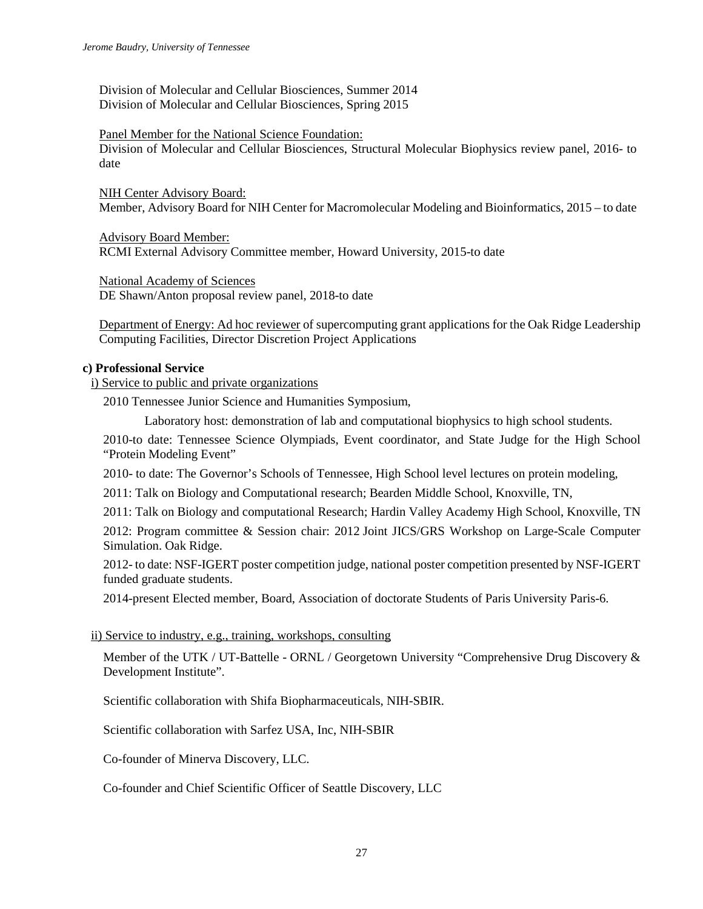Division of Molecular and Cellular Biosciences, Summer 2014
Division of Molecular and Cellular Biosciences, Spring 2015

Panel Member for the National Science Foundation:
Division of Molecular and Cellular Biosciences, Structural Molecular Biophysics review panel, 2016- to date

NIH Center Advisory Board:
Member, Advisory Board for NIH Center for Macromolecular Modeling and Bioinformatics, 2015 – to date

Advisory Board Member:
RCMI External Advisory Committee member, Howard University, 2015-to date

National Academy of Sciences
DE Shawn/Anton proposal review panel, 2018-to date

Department of Energy: Ad hoc reviewer of supercomputing grant applications for the Oak Ridge Leadership Computing Facilities, Director Discretion Project Applications

**c) Professional Service**

i) Service to public and private organizations

2010 Tennessee Junior Science and Humanities Symposium,

Laboratory host: demonstration of lab and computational biophysics to high school students.

2010-to date: Tennessee Science Olympiads, Event coordinator, and State Judge for the High School "Protein Modeling Event"

2010- to date: The Governor's Schools of Tennessee, High School level lectures on protein modeling,

2011: Talk on Biology and Computational research; Bearden Middle School, Knoxville, TN,

2011: Talk on Biology and computational Research; Hardin Valley Academy High School, Knoxville, TN

2012: Program committee & Session chair: 2012 Joint JICS/GRS Workshop on Large-Scale Computer Simulation. Oak Ridge.

2012- to date: NSF-IGERT poster competition judge, national poster competition presented by NSF-IGERT funded graduate students.

2014-present Elected member, Board, Association of doctorate Students of Paris University Paris-6.

ii) Service to industry, e.g., training, workshops, consulting

Member of the UTK / UT-Battelle - ORNL / Georgetown University "Comprehensive Drug Discovery & Development Institute".

Scientific collaboration with Shifa Biopharmaceuticals, NIH-SBIR.

Scientific collaboration with Sarfez USA, Inc, NIH-SBIR

Co-founder of Minerva Discovery, LLC.

Co-founder and Chief Scientific Officer of Seattle Discovery, LLC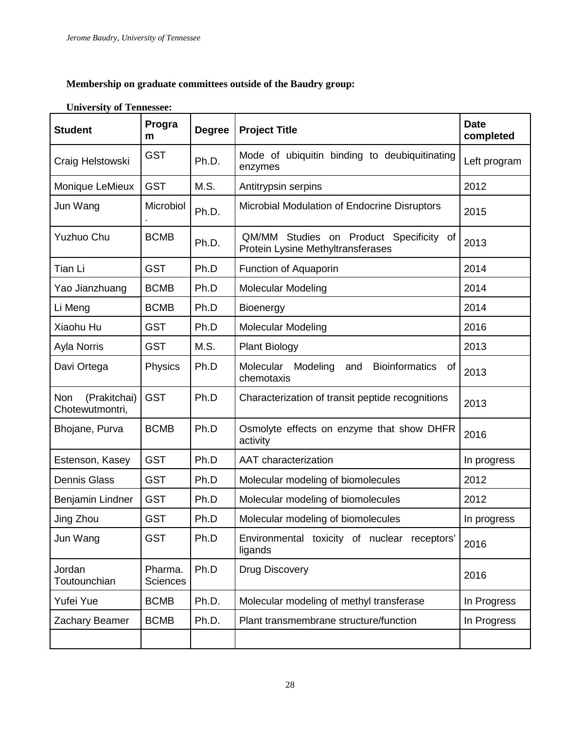**Membership on graduate committees outside of the Baudry group:**

**University of Tennessee:**

| Student | Program | Degree | Project Title | Date completed |
|---|---|---|---|---|
| Craig Helstowski | GST | Ph.D. | Mode of ubiquitin binding to deubiquitinating enzymes | Left program |
| Monique LeMieux | GST | M.S. | Antitrypsin serpins | 2012 |
| Jun Wang | Microbiol. | Ph.D. | Microbial Modulation of Endocrine Disruptors | 2015 |
| Yuzhuo Chu | BCMB | Ph.D. | QM/MM Studies on Product Specificity of Protein Lysine Methyltransferases | 2013 |
| Tian Li | GST | Ph.D | Function of Aquaporin | 2014 |
| Yao Jianzhuang | BCMB | Ph.D | Molecular Modeling | 2014 |
| Li Meng | BCMB | Ph.D | Bioenergy | 2014 |
| Xiaohu Hu | GST | Ph.D | Molecular Modeling | 2016 |
| Ayla Norris | GST | M.S. | Plant Biology | 2013 |
| Davi Ortega | Physics | Ph.D | Molecular Modeling and Bioinformatics of chemotaxis | 2013 |
| Non (Prakitchai) Chotewutmontri, | GST | Ph.D | Characterization of transit peptide recognitions | 2013 |
| Bhojane, Purva | BCMB | Ph.D | Osmolyte effects on enzyme that show DHFR activity | 2016 |
| Estenson, Kasey | GST | Ph.D | AAT characterization | In progress |
| Dennis Glass | GST | Ph.D | Molecular modeling of biomolecules | 2012 |
| Benjamin Lindner | GST | Ph.D | Molecular modeling of biomolecules | 2012 |
| Jing Zhou | GST | Ph.D | Molecular modeling of biomolecules | In progress |
| Jun Wang | GST | Ph.D | Environmental toxicity of nuclear receptors' ligands | 2016 |
| Jordan Toutounchian | Pharma. Sciences | Ph.D | Drug Discovery | 2016 |
| Yufei Yue | BCMB | Ph.D. | Molecular modeling of methyl transferase | In Progress |
| Zachary Beamer | BCMB | Ph.D. | Plant transmembrane structure/function | In Progress |
| | | | | |